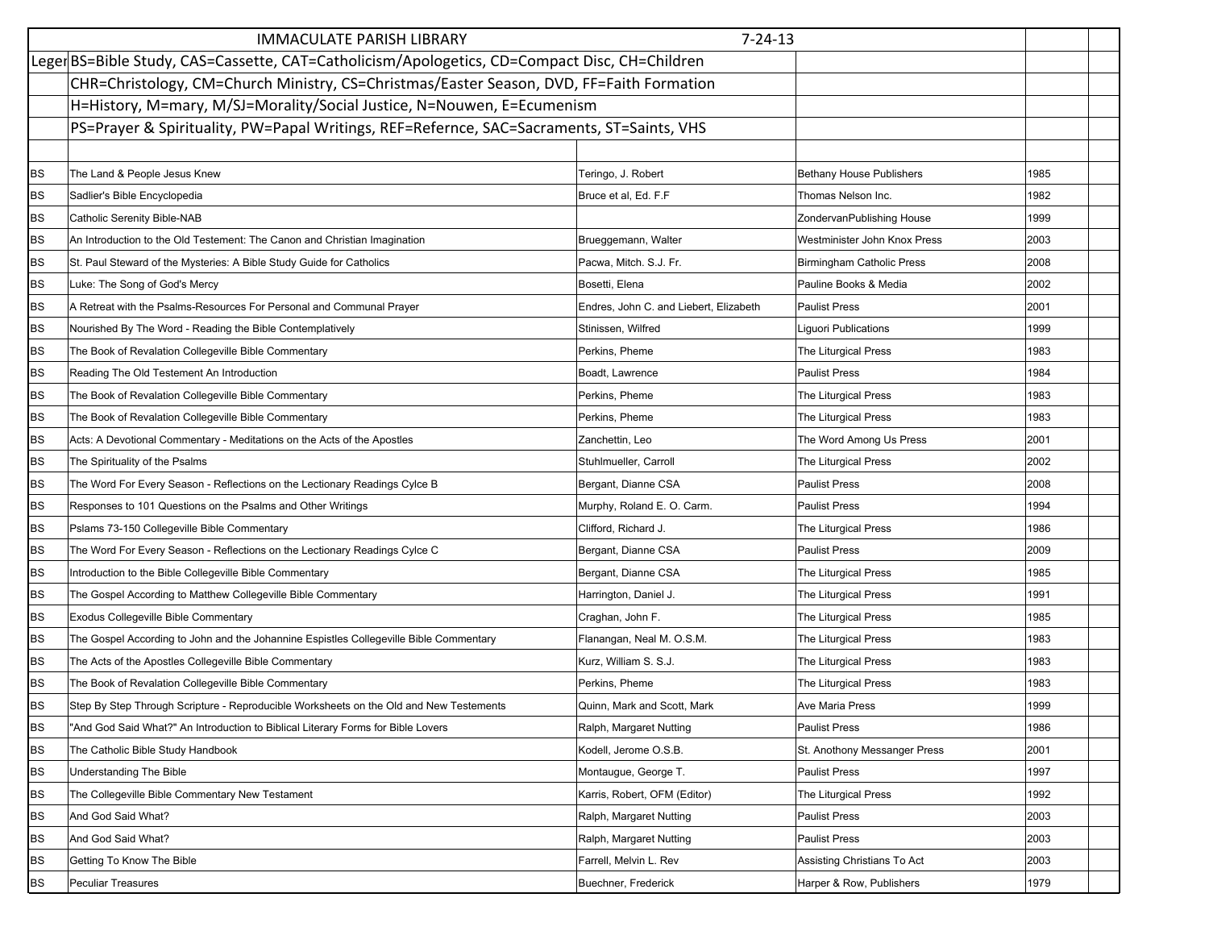# IMMACULATE PARISH LIBRARY 7-24-13

Legend: BS=Bible Study, CAS=Cassette, CAT=Catholicism/Apologetics, CD=Compact Disc, CH=Children

CHR=Christology, CM=Church Ministry, CS=Christmas/Easter Season, DVD, FF=Faith Formation

H=History, M=mary, M/SJ=Morality/Social Justice, N=Nouwen, E=Ecumenism

PS=Prayer & Spirituality, PW=Papal Writings, REF=Refernce, SAC=Sacraments, ST=Saints, VHS

| | | | | | |
|---|---|---|---|---|---|
| BS | The Land & People Jesus Knew | Teringo, J. Robert | Bethany House Publishers | 1985 | |
| BS | Sadlier's Bible Encyclopedia | Bruce et al, Ed. F.F | Thomas Nelson Inc. | 1982 | |
| BS | Catholic Serenity Bible-NAB | | ZondervanPublishing House | 1999 | |
| BS | An Introduction to the Old Testement: The Canon and Christian Imagination | Brueggemann, Walter | Westminister John Knox Press | 2003 | |
| BS | St. Paul Steward of the Mysteries: A Bible Study Guide for Catholics | Pacwa, Mitch. S.J. Fr. | Birmingham Catholic Press | 2008 | |
| BS | Luke: The Song of God's Mercy | Bosetti, Elena | Pauline Books & Media | 2002 | |
| BS | A Retreat with the Psalms-Resources For Personal and Communal Prayer | Endres, John C. and Liebert, Elizabeth | Paulist Press | 2001 | |
| BS | Nourished By The Word - Reading the Bible Contemplatively | Stinissen, Wilfred | Liguori Publications | 1999 | |
| BS | The Book of Revalation Collegeville Bible Commentary | Perkins, Pheme | The Liturgical Press | 1983 | |
| BS | Reading The Old Testement An Introduction | Boadt, Lawrence | Paulist Press | 1984 | |
| BS | The Book of Revalation Collegeville Bible Commentary | Perkins, Pheme | The Liturgical Press | 1983 | |
| BS | The Book of Revalation Collegeville Bible Commentary | Perkins, Pheme | The Liturgical Press | 1983 | |
| BS | Acts: A Devotional Commentary - Meditations on the Acts of the Apostles | Zanchettin, Leo | The Word Among Us Press | 2001 | |
| BS | The Spirituality of the Psalms | Stuhlmueller, Carroll | The Liturgical Press | 2002 | |
| BS | The Word For Every Season - Reflections on the Lectionary Readings Cylce B | Bergant, Dianne CSA | Paulist Press | 2008 | |
| BS | Responses to 101 Questions on the Psalms and Other Writings | Murphy, Roland E. O. Carm. | Paulist Press | 1994 | |
| BS | Pslams 73-150 Collegeville Bible Commentary | Clifford, Richard J. | The Liturgical Press | 1986 | |
| BS | The Word For Every Season - Reflections on the Lectionary Readings Cylce C | Bergant, Dianne CSA | Paulist Press | 2009 | |
| BS | Introduction to the Bible Collegeville Bible Commentary | Bergant, Dianne CSA | The Liturgical Press | 1985 | |
| BS | The Gospel According to Matthew Collegeville Bible Commentary | Harrington, Daniel J. | The Liturgical Press | 1991 | |
| BS | Exodus Collegeville Bible Commentary | Craghan, John F. | The Liturgical Press | 1985 | |
| BS | The Gospel According to John and the Johannine Espistles Collegeville Bible Commentary | Flanangan, Neal M. O.S.M. | The Liturgical Press | 1983 | |
| BS | The Acts of the Apostles Collegeville Bible Commentary | Kurz, William S. S.J. | The Liturgical Press | 1983 | |
| BS | The Book of Revalation Collegeville Bible Commentary | Perkins, Pheme | The Liturgical Press | 1983 | |
| BS | Step By Step Through Scripture - Reproducible Worksheets on the Old and New Testements | Quinn, Mark and Scott, Mark | Ave Maria Press | 1999 | |
| BS | "And God Said What?" An Introduction to Biblical Literary Forms for Bible Lovers | Ralph, Margaret Nutting | Paulist Press | 1986 | |
| BS | The Catholic Bible Study Handbook | Kodell, Jerome O.S.B. | St. Anthony Messanger Press | 2001 | |
| BS | Understanding The Bible | Montaugue, George T. | Paulist Press | 1997 | |
| BS | The Collegeville Bible Commentary New Testament | Karris, Robert, OFM (Editor) | The Liturgical Press | 1992 | |
| BS | And God Said What? | Ralph, Margaret Nutting | Paulist Press | 2003 | |
| BS | And God Said What? | Ralph, Margaret Nutting | Paulist Press | 2003 | |
| BS | Getting To Know The Bible | Farrell, Melvin L. Rev | Assisting Christians To Act | 2003 | |
| BS | Peculiar Treasures | Buechner, Frederick | Harper & Row, Publishers | 1979 | |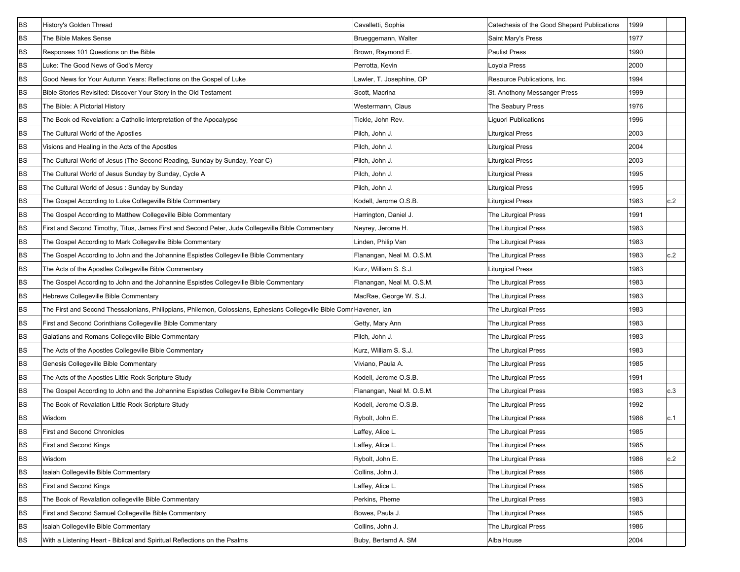| | | | | | |
|---|---|---|---|---|---|
| BS | History's Golden Thread | Cavalletti, Sophia | Catechesis of the Good Shepard Publications | 1999 | |
| BS | The Bible Makes Sense | Brueggemann, Walter | Saint Mary's Press | 1977 | |
| BS | Responses 101 Questions on the Bible | Brown, Raymond E. | Paulist Press | 1990 | |
| BS | Luke: The Good News of God's Mercy | Perrotta, Kevin | Loyola Press | 2000 | |
| BS | Good News for Your Autumn Years: Reflections on the Gospel of Luke | Lawler, T. Josephine, OP | Resource Publications, Inc. | 1994 | |
| BS | Bible Stories Revisited: Discover Your Story in the Old Testament | Scott, Macrina | St. Anthony Messanger Press | 1999 | |
| BS | The Bible: A Pictorial History | Westermann, Claus | The Seabury Press | 1976 | |
| BS | The Book od Revelation: a Catholic interpretation of the Apocalypse | Tickle, John Rev. | Liguori Publications | 1996 | |
| BS | The Cultural World of the Apostles | Pilch, John J. | Liturgical Press | 2003 | |
| BS | Visions and Healing in the Acts of the Apostles | Pilch, John J. | Liturgical Press | 2004 | |
| BS | The Cultural World of Jesus (The Second Reading, Sunday by Sunday, Year C) | Pilch, John J. | Liturgical Press | 2003 | |
| BS | The Cultural World of Jesus Sunday by Sunday, Cycle A | Pilch, John J. | Liturgical Press | 1995 | |
| BS | The Cultural World of Jesus : Sunday by Sunday | Pilch, John J. | Liturgical Press | 1995 | |
| BS | The Gospel According to Luke Collegeville Bible Commentary | Kodell, Jerome O.S.B. | Liturgical Press | 1983 | c.2 |
| BS | The Gospel According to Matthew Collegeville Bible Commentary | Harrington, Daniel J. | The Liturgical Press | 1991 | |
| BS | First and Second Timothy, Titus, James First and Second Peter, Jude Collegeville Bible Commentary | Neyrey, Jerome H. | The Liturgical Press | 1983 | |
| BS | The Gospel According to Mark Collegeville Bible Commentary | Linden, Philip Van | The Liturgical Press | 1983 | |
| BS | The Gospel According to John and the Johannine Espistles Collegeville Bible Commentary | Flanangan, Neal M. O.S.M. | The Liturgical Press | 1983 | c.2 |
| BS | The Acts of the Apostles Collegeville Bible Commentary | Kurz, William S. S.J. | Liturgical Press | 1983 | |
| BS | The Gospel According to John and the Johannine Espistles Collegeville Bible Commentary | Flanangan, Neal M. O.S.M. | The Liturgical Press | 1983 | |
| BS | Hebrews Collegeville Bible Commentary | MacRae, George W. S.J. | The Liturgical Press | 1983 | |
| BS | The First and Second Thessalonians, Philippians, Philemon, Colossians, Ephesians Collegeville Bible Comr | Havener, Ian | The Liturgical Press | 1983 | |
| BS | First and Second Corinthians Collegeville Bible Commentary | Getty, Mary Ann | The Liturgical Press | 1983 | |
| BS | Galatians and Romans Collegeville Bible Commentary | Pilch, John J. | The Liturgical Press | 1983 | |
| BS | The Acts of the Apostles Collegeville Bible Commentary | Kurz, William S. S.J. | The Liturgical Press | 1983 | |
| BS | Genesis Collegeville Bible Commentary | Viviano, Paula A. | The Liturgical Press | 1985 | |
| BS | The Acts of the Apostles Little Rock Scripture Study | Kodell, Jerome O.S.B. | The Liturgical Press | 1991 | |
| BS | The Gospel According to John and the Johannine Espistles Collegeville Bible Commentary | Flanangan, Neal M. O.S.M. | The Liturgical Press | 1983 | c.3 |
| BS | The Book of Revalation Little Rock Scripture Study | Kodell, Jerome O.S.B. | The Liturgical Press | 1992 | |
| BS | Wisdom | Rybolt, John E. | The Liturgical Press | 1986 | c.1 |
| BS | First and Second Chronicles | Laffey, Alice L. | The Liturgical Press | 1985 | |
| BS | First and Second Kings | Laffey, Alice L. | The Liturgical Press | 1985 | |
| BS | Wisdom | Rybolt, John E. | The Liturgical Press | 1986 | c.2 |
| BS | Isaiah Collegeville Bible Commentary | Collins, John J. | The Liturgical Press | 1986 | |
| BS | First and Second Kings | Laffey, Alice L. | The Liturgical Press | 1985 | |
| BS | The Book of Revelation collegeville Bible Commentary | Perkins, Pheme | The Liturgical Press | 1983 | |
| BS | First and Second Samuel Collegeville Bible Commentary | Bowes, Paula J. | The Liturgical Press | 1985 | |
| BS | Isaiah Collegeville Bible Commentary | Collins, John J. | The Liturgical Press | 1986 | |
| BS | With a Listening Heart - Biblical and Spiritual Reflections on the Psalms | Buby, Bertamd A. SM | Alba House | 2004 | |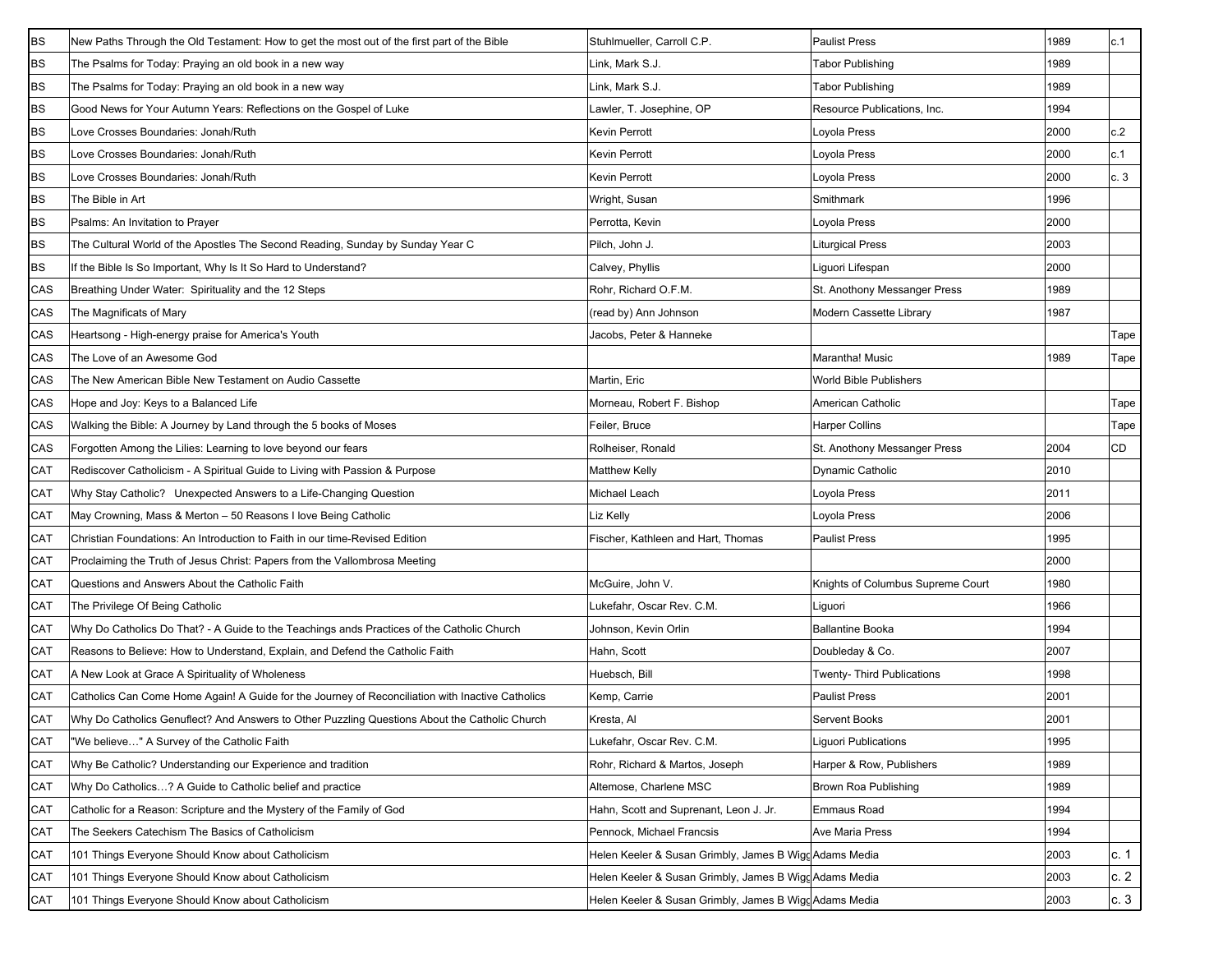| | | | | | |
|---|---|---|---|---|---|
| BS | New Paths Through the Old Testament: How to get the most out of the first part of the Bible | Stuhlmueller, Carroll C.P. | Paulist Press | 1989 | c.1 |
| BS | The Psalms for Today: Praying an old book in a new way | Link, Mark S.J. | Tabor Publishing | 1989 | |
| BS | The Psalms for Today: Praying an old book in a new way | Link, Mark S.J. | Tabor Publishing | 1989 | |
| BS | Good News for Your Autumn Years: Reflections on the Gospel of Luke | Lawler, T. Josephine, OP | Resource Publications, Inc. | 1994 | |
| BS | Love Crosses Boundaries: Jonah/Ruth | Kevin Perrott | Loyola Press | 2000 | c.2 |
| BS | Love Crosses Boundaries: Jonah/Ruth | Kevin Perrott | Loyola Press | 2000 | c.1 |
| BS | Love Crosses Boundaries: Jonah/Ruth | Kevin Perrott | Loyola Press | 2000 | c. 3 |
| BS | The Bible in Art | Wright, Susan | Smithmark | 1996 | |
| BS | Psalms: An Invitation to Prayer | Perrotta, Kevin | Loyola Press | 2000 | |
| BS | The Cultural World of the Apostles The Second Reading, Sunday by Sunday Year C | Pilch, John J. | Liturgical Press | 2003 | |
| BS | If the Bible Is So Important, Why Is It So Hard to Understand? | Calvey, Phyllis | Liguori Lifespan | 2000 | |
| CAS | Breathing Under Water: Spirituality and the 12 Steps | Rohr, Richard O.F.M. | St. Anothony Messanger Press | 1989 | |
| CAS | The Magnificats of Mary | (read by) Ann Johnson | Modern Cassette Library | 1987 | |
| CAS | Heartsong - High-energy praise for America's Youth | Jacobs, Peter & Hanneke | | | Tape |
| CAS | The Love of an Awesome God | | Marantha! Music | 1989 | Tape |
| CAS | The New American Bible New Testament on Audio Cassette | Martin, Eric | World Bible Publishers | | |
| CAS | Hope and Joy: Keys to a Balanced Life | Morneau, Robert F. Bishop | American Catholic | | Tape |
| CAS | Walking the Bible: A Journey by Land through the 5 books of Moses | Feiler, Bruce | Harper Collins | | Tape |
| CAS | Forgotten Among the Lilies: Learning to love beyond our fears | Rolheiser, Ronald | St. Anothony Messanger Press | 2004 | CD |
| CAT | Rediscover Catholicism - A Spiritual Guide to Living with Passion & Purpose | Matthew Kelly | Dynamic Catholic | 2010 | |
| CAT | Why Stay Catholic? Unexpected Answers to a Life-Changing Question | Michael Leach | Loyola Press | 2011 | |
| CAT | May Crowning, Mass & Merton – 50 Reasons I love Being Catholic | Liz Kelly | Loyola Press | 2006 | |
| CAT | Christian Foundations: An Introduction to Faith in our time-Revised Edition | Fischer, Kathleen and Hart, Thomas | Paulist Press | 1995 | |
| CAT | Proclaiming the Truth of Jesus Christ: Papers from the Vallombrosa Meeting | | | 2000 | |
| CAT | Questions and Answers About the Catholic Faith | McGuire, John V. | Knights of Columbus Supreme Court | 1980 | |
| CAT | The Privilege Of Being Catholic | Lukefahr, Oscar Rev. C.M. | Liguori | 1966 | |
| CAT | Why Do Catholics Do That? - A Guide to the Teachings ands Practices of the Catholic Church | Johnson, Kevin Orlin | Ballantine Booka | 1994 | |
| CAT | Reasons to Believe: How to Understand, Explain, and Defend the Catholic Faith | Hahn, Scott | Doubleday & Co. | 2007 | |
| CAT | A New Look at Grace A Spirituality of Wholeness | Huebsch, Bill | Twenty- Third Publications | 1998 | |
| CAT | Catholics Can Come Home Again! A Guide for the Journey of Reconciliation with Inactive Catholics | Kemp, Carrie | Paulist Press | 2001 | |
| CAT | Why Do Catholics Genuflect? And Answers to Other Puzzling Questions About the Catholic Church | Kresta, Al | Servent Books | 2001 | |
| CAT | "We believe…" A Survey of the Catholic Faith | Lukefahr, Oscar Rev. C.M. | Liguori Publications | 1995 | |
| CAT | Why Be Catholic? Understanding our Experience and tradition | Rohr, Richard & Martos, Joseph | Harper & Row, Publishers | 1989 | |
| CAT | Why Do Catholics…? A Guide to Catholic belief and practice | Altemose, Charlene MSC | Brown Roa Publishing | 1989 | |
| CAT | Catholic for a Reason: Scripture and the Mystery of the Family of God | Hahn, Scott and Suprenant, Leon J. Jr. | Emmaus Road | 1994 | |
| CAT | The Seekers Catechism The Basics of Catholicism | Pennock, Michael Francsis | Ave Maria Press | 1994 | |
| CAT | 101 Things Everyone Should Know about Catholicism | Helen Keeler & Susan Grimbly, James B Wigg | Adams Media | 2003 | c. 1 |
| CAT | 101 Things Everyone Should Know about Catholicism | Helen Keeler & Susan Grimbly, James B Wigg | Adams Media | 2003 | c. 2 |
| CAT | 101 Things Everyone Should Know about Catholicism | Helen Keeler & Susan Grimbly, James B Wigg | Adams Media | 2003 | c. 3 |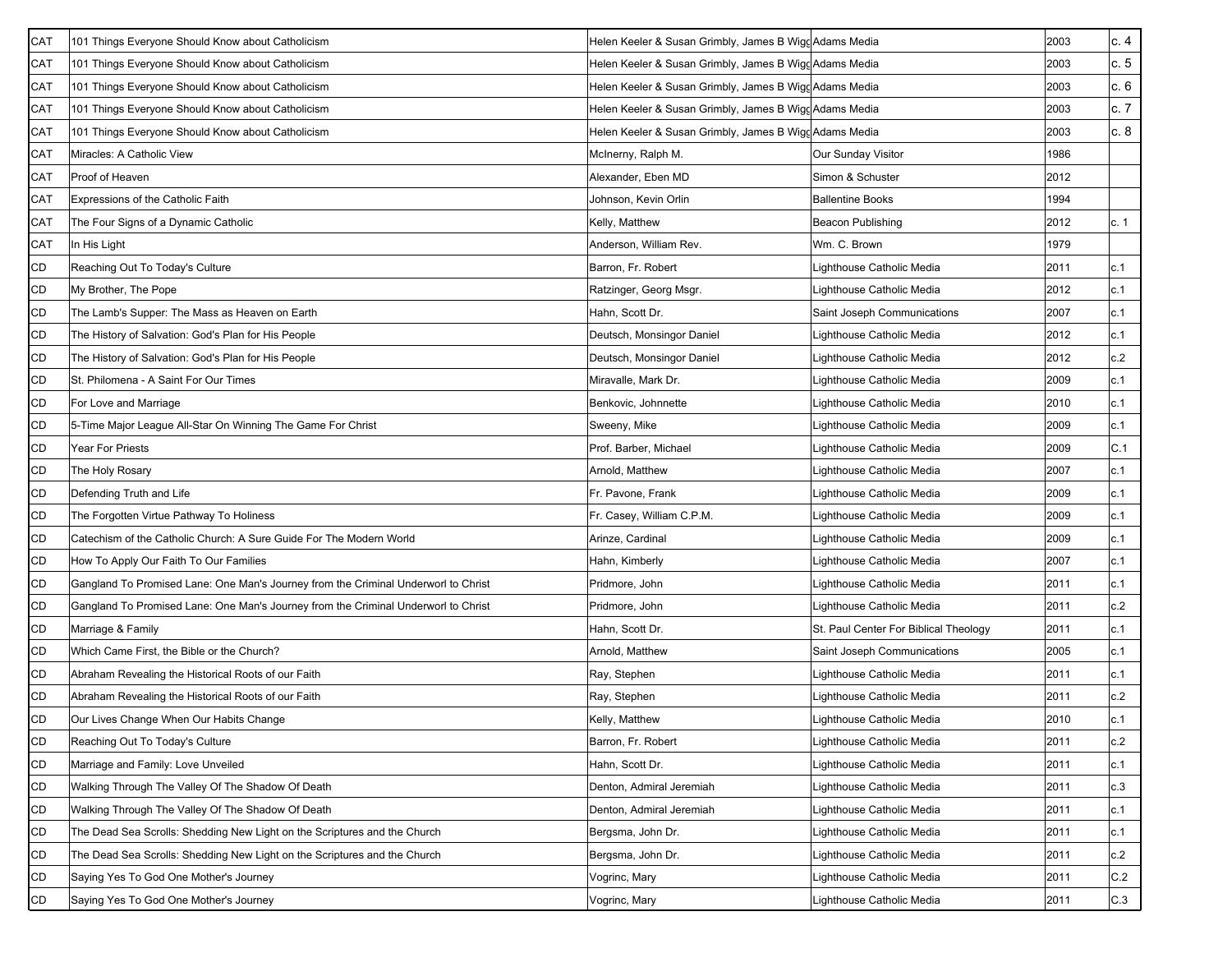| | | | | | |
|---|---|---|---|---|---|
| CAT | 101 Things Everyone Should Know about Catholicism | Helen Keeler & Susan Grimbly, James B Wigg | Adams Media | 2003 | c. 4 |
| CAT | 101 Things Everyone Should Know about Catholicism | Helen Keeler & Susan Grimbly, James B Wigg | Adams Media | 2003 | c. 5 |
| CAT | 101 Things Everyone Should Know about Catholicism | Helen Keeler & Susan Grimbly, James B Wigg | Adams Media | 2003 | c. 6 |
| CAT | 101 Things Everyone Should Know about Catholicism | Helen Keeler & Susan Grimbly, James B Wigg | Adams Media | 2003 | c. 7 |
| CAT | 101 Things Everyone Should Know about Catholicism | Helen Keeler & Susan Grimbly, James B Wigg | Adams Media | 2003 | c. 8 |
| CAT | Miracles: A Catholic View | McInerny, Ralph M. | Our Sunday Visitor | 1986 | |
| CAT | Proof of Heaven | Alexander, Eben MD | Simon & Schuster | 2012 | |
| CAT | Expressions of the Catholic Faith | Johnson, Kevin Orlin | Ballentine Books | 1994 | |
| CAT | The Four Signs of a Dynamic Catholic | Kelly, Matthew | Beacon Publishing | 2012 | c. 1 |
| CAT | In His Light | Anderson, William Rev. | Wm. C. Brown | 1979 | |
| CD | Reaching Out To Today's Culture | Barron, Fr. Robert | Lighthouse Catholic Media | 2011 | c.1 |
| CD | My Brother, The Pope | Ratzinger, Georg Msgr. | Lighthouse Catholic Media | 2012 | c.1 |
| CD | The Lamb's Supper: The Mass as Heaven on Earth | Hahn, Scott Dr. | Saint Joseph Communications | 2007 | c.1 |
| CD | The History of Salvation: God's Plan for His People | Deutsch, Monsingor Daniel | Lighthouse Catholic Media | 2012 | c.1 |
| CD | The History of Salvation: God's Plan for His People | Deutsch, Monsingor Daniel | Lighthouse Catholic Media | 2012 | c.2 |
| CD | St. Philomena - A Saint For Our Times | Miravalle, Mark Dr. | Lighthouse Catholic Media | 2009 | c.1 |
| CD | For Love and Marriage | Benkovic, Johnnette | Lighthouse Catholic Media | 2010 | c.1 |
| CD | 5-Time Major League All-Star On Winning The Game For Christ | Sweeny, Mike | Lighthouse Catholic Media | 2009 | c.1 |
| CD | Year For Priests | Prof. Barber, Michael | Lighthouse Catholic Media | 2009 | C.1 |
| CD | The Holy Rosary | Arnold, Matthew | Lighthouse Catholic Media | 2007 | c.1 |
| CD | Defending Truth and Life | Fr. Pavone, Frank | Lighthouse Catholic Media | 2009 | c.1 |
| CD | The Forgotten Virtue Pathway To Holiness | Fr. Casey, William C.P.M. | Lighthouse Catholic Media | 2009 | c.1 |
| CD | Catechism of the Catholic Church: A Sure Guide For The Modern World | Arinze, Cardinal | Lighthouse Catholic Media | 2009 | c.1 |
| CD | How To Apply Our Faith To Our Families | Hahn, Kimberly | Lighthouse Catholic Media | 2007 | c.1 |
| CD | Gangland To Promised Lane: One Man's Journey from the Criminal Underworl to Christ | Pridmore, John | Lighthouse Catholic Media | 2011 | c.1 |
| CD | Gangland To Promised Lane: One Man's Journey from the Criminal Underworl to Christ | Pridmore, John | Lighthouse Catholic Media | 2011 | c.2 |
| CD | Marriage & Family | Hahn, Scott Dr. | St. Paul Center For Biblical Theology | 2011 | c.1 |
| CD | Which Came First, the Bible or the Church? | Arnold, Matthew | Saint Joseph Communications | 2005 | c.1 |
| CD | Abraham Revealing the Historical Roots of our Faith | Ray, Stephen | Lighthouse Catholic Media | 2011 | c.1 |
| CD | Abraham Revealing the Historical Roots of our Faith | Ray, Stephen | Lighthouse Catholic Media | 2011 | c.2 |
| CD | Our Lives Change When Our Habits Change | Kelly, Matthew | Lighthouse Catholic Media | 2010 | c.1 |
| CD | Reaching Out To Today's Culture | Barron, Fr. Robert | Lighthouse Catholic Media | 2011 | c.2 |
| CD | Marriage and Family: Love Unveiled | Hahn, Scott Dr. | Lighthouse Catholic Media | 2011 | c.1 |
| CD | Walking Through The Valley Of The Shadow Of Death | Denton, Admiral Jeremiah | Lighthouse Catholic Media | 2011 | c.3 |
| CD | Walking Through The Valley Of The Shadow Of Death | Denton, Admiral Jeremiah | Lighthouse Catholic Media | 2011 | c.1 |
| CD | The Dead Sea Scrolls: Shedding New Light on the Scriptures and the Church | Bergsma, John Dr. | Lighthouse Catholic Media | 2011 | c.1 |
| CD | The Dead Sea Scrolls: Shedding New Light on the Scriptures and the Church | Bergsma, John Dr. | Lighthouse Catholic Media | 2011 | c.2 |
| CD | Saying Yes To God One Mother's Journey | Vogrinc, Mary | Lighthouse Catholic Media | 2011 | C.2 |
| CD | Saying Yes To God One Mother's Journey | Vogrinc, Mary | Lighthouse Catholic Media | 2011 | C.3 |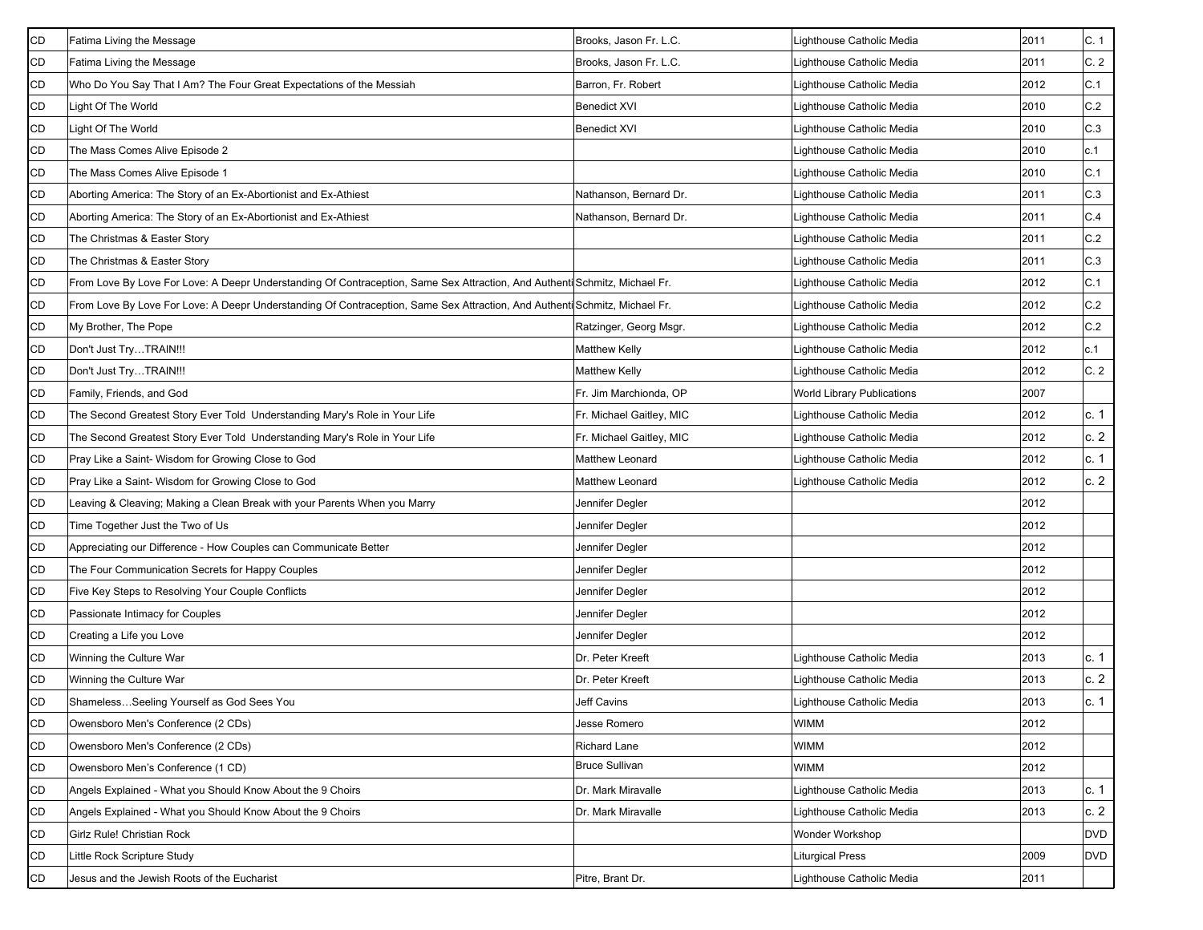| CD | Fatima Living the Message | Brooks, Jason Fr. L.C. | Lighthouse Catholic Media | 2011 | C. 1 |
|---|---|---|---|---|---|
| CD | Fatima Living the Message | Brooks, Jason Fr. L.C. | Lighthouse Catholic Media | 2011 | C. 2 |
| CD | Who Do You Say That I Am? The Four Great Expectations of the Messiah | Barron, Fr. Robert | Lighthouse Catholic Media | 2012 | C.1 |
| CD | Light Of The World | Benedict XVI | Lighthouse Catholic Media | 2010 | C.2 |
| CD | Light Of The World | Benedict XVI | Lighthouse Catholic Media | 2010 | C.3 |
| CD | The Mass Comes Alive Episode 2 | | Lighthouse Catholic Media | 2010 | c.1 |
| CD | The Mass Comes Alive Episode 1 | | Lighthouse Catholic Media | 2010 | C.1 |
| CD | Aborting America: The Story of an Ex-Abortionist and Ex-Athiest | Nathanson, Bernard Dr. | Lighthouse Catholic Media | 2011 | C.3 |
| CD | Aborting America: The Story of an Ex-Abortionist and Ex-Athiest | Nathanson, Bernard Dr. | Lighthouse Catholic Media | 2011 | C.4 |
| CD | The Christmas & Easter Story | | Lighthouse Catholic Media | 2011 | C.2 |
| CD | The Christmas & Easter Story | | Lighthouse Catholic Media | 2011 | C.3 |
| CD | From Love By Love For Love: A Deepr Understanding Of Contraception, Same Sex Attraction, And Authenti | Schmitz, Michael Fr. | Lighthouse Catholic Media | 2012 | C.1 |
| CD | From Love By Love For Love: A Deepr Understanding Of Contraception, Same Sex Attraction, And Authenti | Schmitz, Michael Fr. | Lighthouse Catholic Media | 2012 | C.2 |
| CD | My Brother, The Pope | Ratzinger, Georg Msgr. | Lighthouse Catholic Media | 2012 | C.2 |
| CD | Don't Just Try…TRAIN!!! | Matthew Kelly | Lighthouse Catholic Media | 2012 | c.1 |
| CD | Don't Just Try…TRAIN!!! | Matthew Kelly | Lighthouse Catholic Media | 2012 | C. 2 |
| CD | Family, Friends, and God | Fr. Jim Marchionda, OP | World Library Publications | 2007 | |
| CD | The Second Greatest Story Ever Told Understanding Mary's Role in Your Life | Fr. Michael Gaitley, MIC | Lighthouse Catholic Media | 2012 | c. 1 |
| CD | The Second Greatest Story Ever Told Understanding Mary's Role in Your Life | Fr. Michael Gaitley, MIC | Lighthouse Catholic Media | 2012 | c. 2 |
| CD | Pray Like a Saint- Wisdom for Growing Close to God | Matthew Leonard | Lighthouse Catholic Media | 2012 | c. 1 |
| CD | Pray Like a Saint- Wisdom for Growing Close to God | Matthew Leonard | Lighthouse Catholic Media | 2012 | c. 2 |
| CD | Leaving & Cleaving; Making a Clean Break with your Parents When you Marry | Jennifer Degler | | 2012 | |
| CD | Time Together Just the Two of Us | Jennifer Degler | | 2012 | |
| CD | Appreciating our Difference - How Couples can Communicate Better | Jennifer Degler | | 2012 | |
| CD | The Four Communication Secrets for Happy Couples | Jennifer Degler | | 2012 | |
| CD | Five Key Steps to Resolving Your Couple Conflicts | Jennifer Degler | | 2012 | |
| CD | Passionate Intimacy for Couples | Jennifer Degler | | 2012 | |
| CD | Creating a Life you Love | Jennifer Degler | | 2012 | |
| CD | Winning the Culture War | Dr. Peter Kreeft | Lighthouse Catholic Media | 2013 | c. 1 |
| CD | Winning the Culture War | Dr. Peter Kreeft | Lighthouse Catholic Media | 2013 | c. 2 |
| CD | Shameless…Seeling Yourself as God Sees You | Jeff Cavins | Lighthouse Catholic Media | 2013 | c. 1 |
| CD | Owensboro Men's Conference (2 CDs) | Jesse Romero | WIMM | 2012 | |
| CD | Owensboro Men's Conference (2 CDs) | Richard Lane | WIMM | 2012 | |
| CD | Owensboro Men's Conference (1 CD) | Bruce Sullivan | WIMM | 2012 | |
| CD | Angels Explained - What you Should Know About the 9 Choirs | Dr. Mark Miravalle | Lighthouse Catholic Media | 2013 | c. 1 |
| CD | Angels Explained - What you Should Know About the 9 Choirs | Dr. Mark Miravalle | Lighthouse Catholic Media | 2013 | c. 2 |
| CD | Girlz Rule! Christian Rock | | Wonder Workshop | | DVD |
| CD | Little Rock Scripture Study | | Liturgical Press | 2009 | DVD |
| CD | Jesus and the Jewish Roots of the Eucharist | Pitre, Brant Dr. | Lighthouse Catholic Media | 2011 | |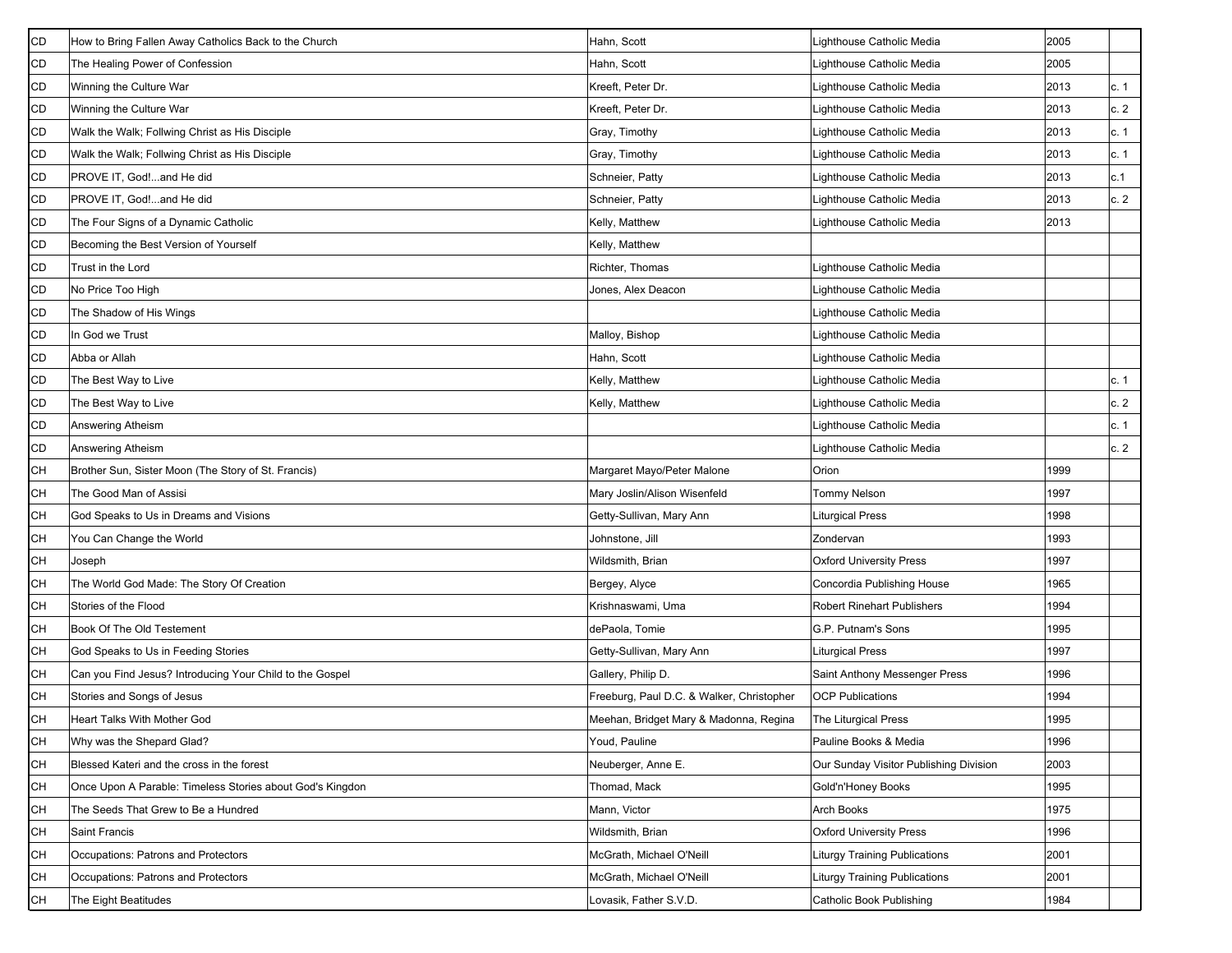| | | | | | |
|---|---|---|---|---|---|
| CD | How to Bring Fallen Away Catholics Back to the Church | Hahn, Scott | Lighthouse Catholic Media | 2005 | |
| CD | The Healing Power of Confession | Hahn, Scott | Lighthouse Catholic Media | 2005 | |
| CD | Winning the Culture War | Kreeft, Peter Dr. | Lighthouse Catholic Media | 2013 | c. 1 |
| CD | Winning the Culture War | Kreeft, Peter Dr. | Lighthouse Catholic Media | 2013 | c. 2 |
| CD | Walk the Walk; Follwing Christ as His Disciple | Gray, Timothy | Lighthouse Catholic Media | 2013 | c. 1 |
| CD | Walk the Walk; Follwing Christ as His Disciple | Gray, Timothy | Lighthouse Catholic Media | 2013 | c. 1 |
| CD | PROVE IT, God!...and He did | Schneier, Patty | Lighthouse Catholic Media | 2013 | c.1 |
| CD | PROVE IT, God!...and He did | Schneier, Patty | Lighthouse Catholic Media | 2013 | c. 2 |
| CD | The Four Signs of a Dynamic Catholic | Kelly, Matthew | Lighthouse Catholic Media | 2013 | |
| CD | Becoming the Best Version of Yourself | Kelly, Matthew | | | |
| CD | Trust in the Lord | Richter, Thomas | Lighthouse Catholic Media | | |
| CD | No Price Too High | Jones, Alex Deacon | Lighthouse Catholic Media | | |
| CD | The Shadow of His Wings | | Lighthouse Catholic Media | | |
| CD | In God we Trust | Malloy, Bishop | Lighthouse Catholic Media | | |
| CD | Abba or Allah | Hahn, Scott | Lighthouse Catholic Media | | |
| CD | The Best Way to Live | Kelly, Matthew | Lighthouse Catholic Media | | c. 1 |
| CD | The Best Way to Live | Kelly, Matthew | Lighthouse Catholic Media | | c. 2 |
| CD | Answering Atheism | | Lighthouse Catholic Media | | c. 1 |
| CD | Answering Atheism | | Lighthouse Catholic Media | | c. 2 |
| CH | Brother Sun, Sister Moon (The Story of St. Francis) | Margaret Mayo/Peter Malone | Orion | 1999 | |
| CH | The Good Man of Assisi | Mary Joslin/Alison Wisenfeld | Tommy Nelson | 1997 | |
| CH | God Speaks to Us in Dreams and Visions | Getty-Sullivan, Mary Ann | Liturgical Press | 1998 | |
| CH | You Can Change the World | Johnstone, Jill | Zondervan | 1993 | |
| CH | Joseph | Wildsmith, Brian | Oxford University Press | 1997 | |
| CH | The World God Made: The Story Of Creation | Bergey, Alyce | Concordia Publishing House | 1965 | |
| CH | Stories of the Flood | Krishnaswami, Uma | Robert Rinehart Publishers | 1994 | |
| CH | Book Of The Old Testement | dePaola, Tomie | G.P. Putnam's Sons | 1995 | |
| CH | God Speaks to Us in Feeding Stories | Getty-Sullivan, Mary Ann | Liturgical Press | 1997 | |
| CH | Can you Find Jesus? Introducing Your Child to the Gospel | Gallery, Philip D. | Saint Anthony Messenger Press | 1996 | |
| CH | Stories and Songs of Jesus | Freeburg, Paul D.C. & Walker, Christopher | OCP Publications | 1994 | |
| CH | Heart Talks With Mother God | Meehan, Bridget Mary & Madonna, Regina | The Liturgical Press | 1995 | |
| CH | Why was the Shepard Glad? | Youd, Pauline | Pauline Books & Media | 1996 | |
| CH | Blessed Kateri and the cross in the forest | Neuberger, Anne E. | Our Sunday Visitor Publishing Division | 2003 | |
| CH | Once Upon A Parable: Timeless Stories about God's Kingdon | Thomad, Mack | Gold'n'Honey Books | 1995 | |
| CH | The Seeds That Grew to Be a Hundred | Mann, Victor | Arch Books | 1975 | |
| CH | Saint Francis | Wildsmith, Brian | Oxford University Press | 1996 | |
| CH | Occupations: Patrons and Protectors | McGrath, Michael O'Neill | Liturgy Training Publications | 2001 | |
| CH | Occupations: Patrons and Protectors | McGrath, Michael O'Neill | Liturgy Training Publications | 2001 | |
| CH | The Eight Beatitudes | Lovasik, Father S.V.D. | Catholic Book Publishing | 1984 | |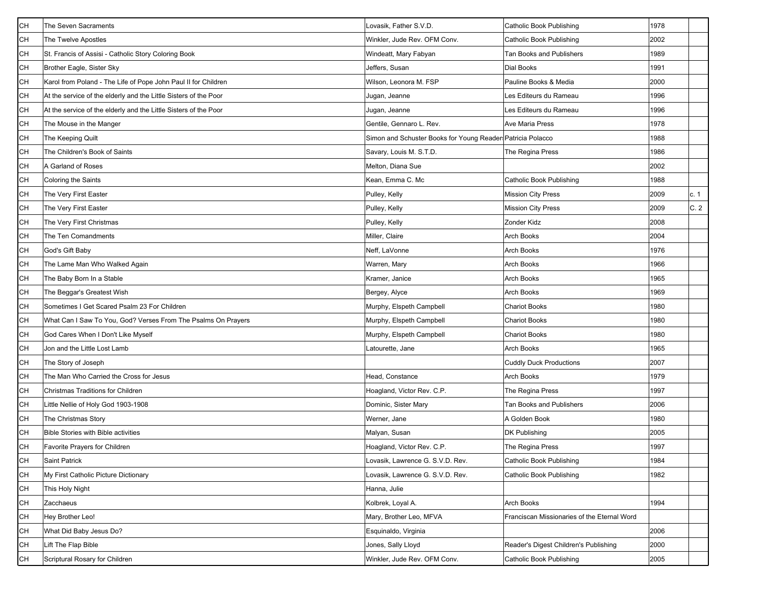| CH | The Seven Sacraments | Lovasik, Father S.V.D. | Catholic Book Publishing | 1978 | |
|---|---|---|---|---|---|
| CH | The Twelve Apostles | Winkler, Jude Rev. OFM Conv. | Catholic Book Publishing | 2002 | |
| CH | St. Francis of Assisi - Catholic Story Coloring Book | Windeatt, Mary Fabyan | Tan Books and Publishers | 1989 | |
| CH | Brother Eagle, Sister Sky | Jeffers, Susan | Dial Books | 1991 | |
| CH | Karol from Poland - The Life of Pope John Paul II for Children | Wilson, Leonora M. FSP | Pauline Books & Media | 2000 | |
| CH | At the service of the elderly and the Little Sisters of the Poor | Jugan, Jeanne | Les Editeurs du Rameau | 1996 | |
| CH | At the service of the elderly and the Little Sisters of the Poor | Jugan, Jeanne | Les Editeurs du Rameau | 1996 | |
| CH | The Mouse in the Manger | Gentile, Gennaro L. Rev. | Ave Maria Press | 1978 | |
| CH | The Keeping Quilt | Simon and Schuster Books for Young Reader | Patricia Polacco | 1988 | |
| CH | The Children's Book of Saints | Savary, Louis M. S.T.D. | The Regina Press | 1986 | |
| CH | A Garland of Roses | Melton, Diana Sue | | 2002 | |
| CH | Coloring the Saints | Kean, Emma C. Mc | Catholic Book Publishing | 1988 | |
| CH | The Very First Easter | Pulley, Kelly | Mission City Press | 2009 | c. 1 |
| CH | The Very First Easter | Pulley, Kelly | Mission City Press | 2009 | C. 2 |
| CH | The Very First Christmas | Pulley, Kelly | Zonder Kidz | 2008 | |
| CH | The Ten Comandments | Miller, Claire | Arch Books | 2004 | |
| CH | God's Gift Baby | Neff, LaVonne | Arch Books | 1976 | |
| CH | The Lame Man Who Walked Again | Warren, Mary | Arch Books | 1966 | |
| CH | The Baby Born In a Stable | Kramer, Janice | Arch Books | 1965 | |
| CH | The Beggar's Greatest Wish | Bergey, Alyce | Arch Books | 1969 | |
| CH | Sometimes I Get Scared Psalm 23 For Children | Murphy, Elspeth Campbell | Chariot Books | 1980 | |
| CH | What Can I Saw To You, God? Verses From The Psalms On Prayers | Murphy, Elspeth Campbell | Chariot Books | 1980 | |
| CH | God Cares When I Don't Like Myself | Murphy, Elspeth Campbell | Chariot Books | 1980 | |
| CH | Jon and the Little Lost Lamb | Latourette, Jane | Arch Books | 1965 | |
| CH | The Story of Joseph | | Cuddly Duck Productions | 2007 | |
| CH | The Man Who Carried the Cross for Jesus | Head, Constance | Arch Books | 1979 | |
| CH | Christmas Traditions for Children | Hoagland, Victor Rev. C.P. | The Regina Press | 1997 | |
| CH | Little Nellie of Holy God 1903-1908 | Dominic, Sister Mary | Tan Books and Publishers | 2006 | |
| CH | The Christmas Story | Werner, Jane | A Golden Book | 1980 | |
| CH | Bible Stories with Bible activities | Malyan, Susan | DK Publishing | 2005 | |
| CH | Favorite Prayers for Children | Hoagland, Victor Rev. C.P. | The Regina Press | 1997 | |
| CH | Saint Patrick | Lovasik, Lawrence G. S.V.D. Rev. | Catholic Book Publishing | 1984 | |
| CH | My First Catholic Picture Dictionary | Lovasik, Lawrence G. S.V.D. Rev. | Catholic Book Publishing | 1982 | |
| CH | This Holy Night | Hanna, Julie | | | |
| CH | Zacchaeus | Kolbrek, Loyal A. | Arch Books | 1994 | |
| CH | Hey Brother Leo! | Mary, Brother Leo, MFVA | Franciscan Missionaries of the Eternal Word | | |
| CH | What Did Baby Jesus Do? | Esquinaldo, Virginia | | 2006 | |
| CH | Lift The Flap Bible | Jones, Sally Lloyd | Reader's Digest Children's Publishing | 2000 | |
| CH | Scriptural Rosary for Children | Winkler, Jude Rev. OFM Conv. | Catholic Book Publishing | 2005 | |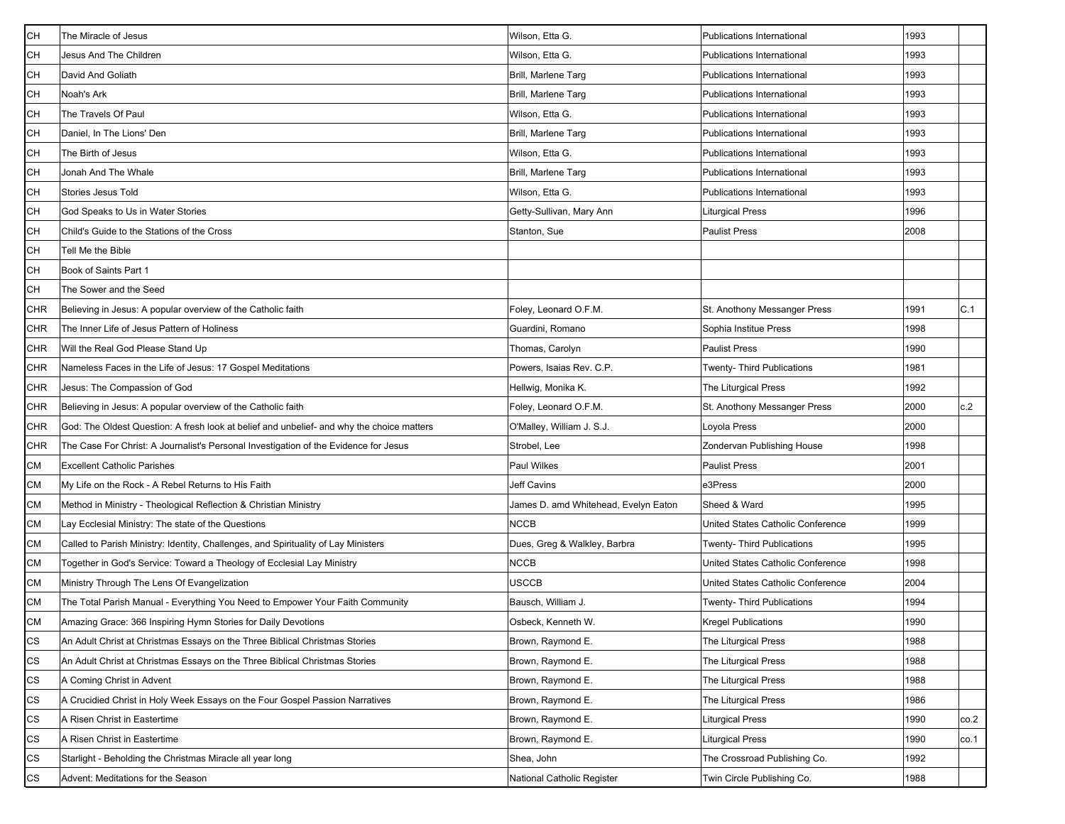| CH | The Miracle of Jesus | Wilson, Etta G. | Publications International | 1993 | |
|---|---|---|---|---|---|
| CH | Jesus And The Children | Wilson, Etta G. | Publications International | 1993 | |
| CH | David And Goliath | Brill, Marlene Targ | Publications International | 1993 | |
| CH | Noah's Ark | Brill, Marlene Targ | Publications International | 1993 | |
| CH | The Travels Of Paul | Wilson, Etta G. | Publications International | 1993 | |
| CH | Daniel, In The Lions' Den | Brill, Marlene Targ | Publications International | 1993 | |
| CH | The Birth of Jesus | Wilson, Etta G. | Publications International | 1993 | |
| CH | Jonah And The Whale | Brill, Marlene Targ | Publications International | 1993 | |
| CH | Stories Jesus Told | Wilson, Etta G. | Publications International | 1993 | |
| CH | God Speaks to Us in Water Stories | Getty-Sullivan, Mary Ann | Liturgical Press | 1996 | |
| CH | Child's Guide to the Stations of the Cross | Stanton, Sue | Paulist Press | 2008 | |
| CH | Tell Me the Bible | | | | |
| CH | Book of Saints Part 1 | | | | |
| CH | The Sower and the Seed | | | | |
| CHR | Believing in Jesus: A popular overview of the Catholic faith | Foley, Leonard O.F.M. | St. Anothony Messanger Press | 1991 | C.1 |
| CHR | The Inner Life of Jesus Pattern of Holiness | Guardini, Romano | Sophia Institue Press | 1998 | |
| CHR | Will the Real God Please Stand Up | Thomas, Carolyn | Paulist Press | 1990 | |
| CHR | Nameless Faces in the Life of Jesus: 17 Gospel Meditations | Powers, Isaias Rev. C.P. | Twenty- Third Publications | 1981 | |
| CHR | Jesus: The Compassion of God | Hellwig, Monika K. | The Liturgical Press | 1992 | |
| CHR | Believing in Jesus: A popular overview of the Catholic faith | Foley, Leonard O.F.M. | St. Anothony Messanger Press | 2000 | c.2 |
| CHR | God: The Oldest Question: A fresh look at belief and unbelief- and why the choice matters | O'Malley, William J. S.J. | Loyola Press | 2000 | |
| CHR | The Case For Christ: A Journalist's Personal Investigation of the Evidence for Jesus | Strobel, Lee | Zondervan Publishing House | 1998 | |
| CM | Excellent Catholic Parishes | Paul Wilkes | Paulist Press | 2001 | |
| CM | My Life on the Rock - A Rebel Returns to His Faith | Jeff Cavins | e3Press | 2000 | |
| CM | Method in Ministry - Theological Reflection & Christian Ministry | James D. amd Whitehead, Evelyn Eaton | Sheed & Ward | 1995 | |
| CM | Lay Ecclesial Ministry: The state of the Questions | NCCB | United States Catholic Conference | 1999 | |
| CM | Called to Parish Ministry: Identity, Challenges, and Spirituality of Lay Ministers | Dues, Greg & Walkley, Barbra | Twenty- Third Publications | 1995 | |
| CM | Together in God's Service: Toward a Theology of Ecclesial Lay Ministry | NCCB | United States Catholic Conference | 1998 | |
| CM | Ministry Through The Lens Of Evangelization | USCCB | United States Catholic Conference | 2004 | |
| CM | The Total Parish Manual - Everything You Need to Empower Your Faith Community | Bausch, William J. | Twenty- Third Publications | 1994 | |
| CM | Amazing Grace: 366 Inspiring Hymn Stories for Daily Devotions | Osbeck, Kenneth W. | Kregel Publications | 1990 | |
| CS | An Adult Christ at Christmas Essays on the Three Biblical Christmas Stories | Brown, Raymond E. | The Liturgical Press | 1988 | |
| CS | An Adult Christ at Christmas Essays on the Three Biblical Christmas Stories | Brown, Raymond E. | The Liturgical Press | 1988 | |
| CS | A Coming Christ in Advent | Brown, Raymond E. | The Liturgical Press | 1988 | |
| CS | A Crucidied Christ in Holy Week Essays on the Four Gospel Passion Narratives | Brown, Raymond E. | The Liturgical Press | 1986 | |
| CS | A Risen Christ in Eastertime | Brown, Raymond E. | Liturgical Press | 1990 | co.2 |
| CS | A Risen Christ in Eastertime | Brown, Raymond E. | Liturgical Press | 1990 | co.1 |
| CS | Starlight - Beholding the Christmas Miracle all year long | Shea, John | The Crossroad Publishing Co. | 1992 | |
| CS | Advent: Meditations for the Season | National Catholic Register | Twin Circle Publishing Co. | 1988 | |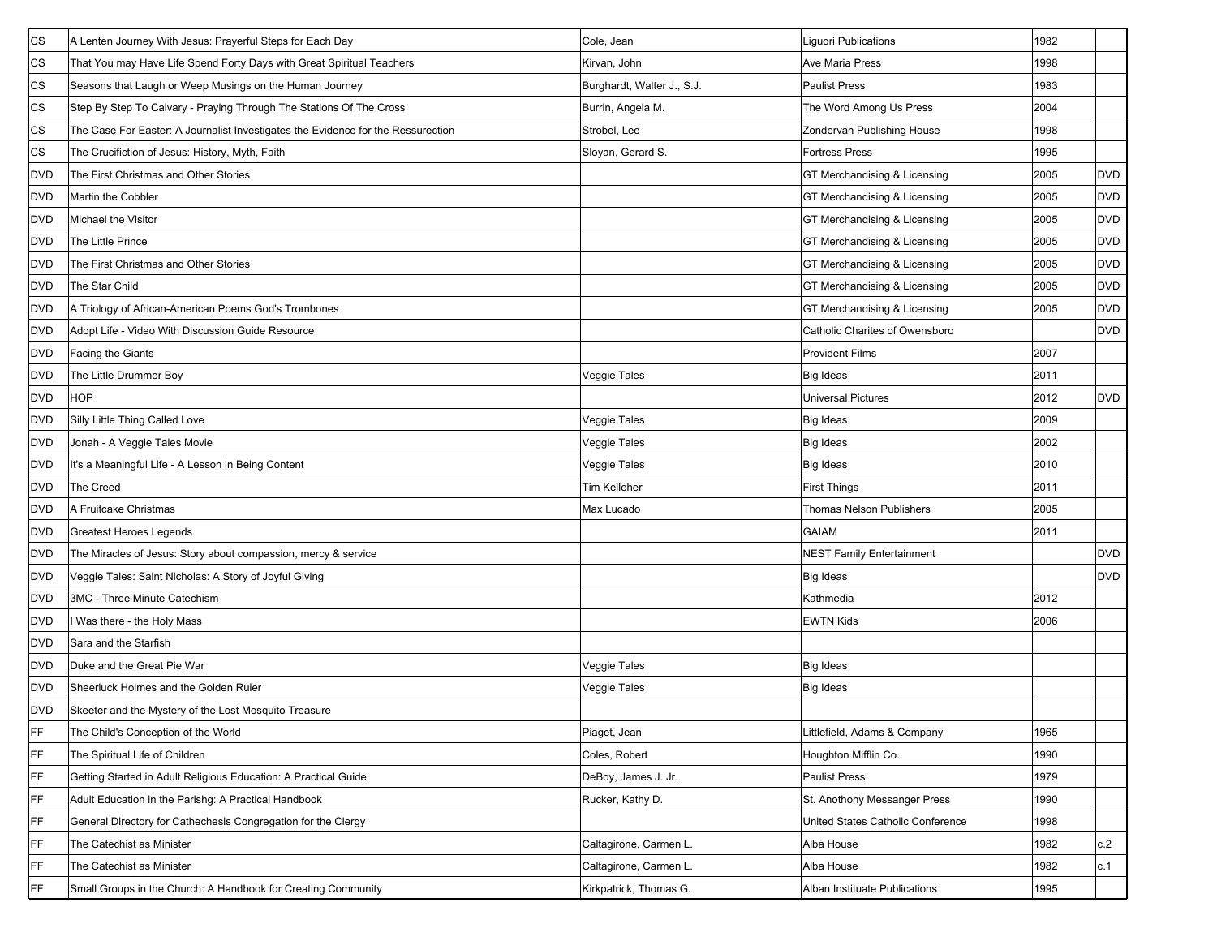| | | | | | |
|---|---|---|---|---|---|
| CS | A Lenten Journey With Jesus: Prayerful Steps for Each Day | Cole, Jean | Liguori Publications | 1982 | |
| CS | That You may Have Life Spend Forty Days with Great Spiritual Teachers | Kirvan, John | Ave Maria Press | 1998 | |
| CS | Seasons that Laugh or Weep Musings on the Human Journey | Burghardt, Walter J., S.J. | Paulist Press | 1983 | |
| CS | Step By Step To Calvary - Praying Through The Stations Of The Cross | Burrin, Angela M. | The Word Among Us Press | 2004 | |
| CS | The Case For Easter: A Journalist Investigates the Evidence for the Ressurection | Strobel, Lee | Zondervan Publishing House | 1998 | |
| CS | The Crucifiction of Jesus: History, Myth, Faith | Sloyan, Gerard S. | Fortress Press | 1995 | |
| DVD | The First Christmas and Other Stories | | GT Merchandising & Licensing | 2005 | DVD |
| DVD | Martin the Cobbler | | GT Merchandising & Licensing | 2005 | DVD |
| DVD | Michael the Visitor | | GT Merchandising & Licensing | 2005 | DVD |
| DVD | The Little Prince | | GT Merchandising & Licensing | 2005 | DVD |
| DVD | The First Christmas and Other Stories | | GT Merchandising & Licensing | 2005 | DVD |
| DVD | The Star Child | | GT Merchandising & Licensing | 2005 | DVD |
| DVD | A Triology of African-American Poems God's Trombones | | GT Merchandising & Licensing | 2005 | DVD |
| DVD | Adopt Life - Video With Discussion Guide Resource | | Catholic Charites of Owensboro | | DVD |
| DVD | Facing the Giants | | Provident Films | 2007 | |
| DVD | The Little Drummer Boy | Veggie Tales | Big Ideas | 2011 | |
| DVD | HOP | | Universal Pictures | 2012 | DVD |
| DVD | Silly Little Thing Called Love | Veggie Tales | Big Ideas | 2009 | |
| DVD | Jonah - A Veggie Tales Movie | Veggie Tales | Big Ideas | 2002 | |
| DVD | It's a Meaningful Life - A Lesson in Being Content | Veggie Tales | Big Ideas | 2010 | |
| DVD | The Creed | Tim Kelleher | First Things | 2011 | |
| DVD | A Fruitcake Christmas | Max Lucado | Thomas Nelson Publishers | 2005 | |
| DVD | Greatest Heroes Legends | | GAIAM | 2011 | |
| DVD | The Miracles of Jesus: Story about compassion, mercy & service | | NEST Family Entertainment | | DVD |
| DVD | Veggie Tales: Saint Nicholas: A Story of Joyful Giving | | Big Ideas | | DVD |
| DVD | 3MC - Three Minute Catechism | | Kathmedia | 2012 | |
| DVD | I Was there - the Holy Mass | | EWTN Kids | 2006 | |
| DVD | Sara and the Starfish | | | | |
| DVD | Duke and the Great Pie War | Veggie Tales | Big Ideas | | |
| DVD | Sheerluck Holmes and the Golden Ruler | Veggie Tales | Big Ideas | | |
| DVD | Skeeter and the Mystery of the Lost Mosquito Treasure | | | | |
| FF | The Child's Conception of the World | Piaget, Jean | Littlefield, Adams & Company | 1965 | |
| FF | The Spiritual Life of Children | Coles, Robert | Houghton Mifflin Co. | 1990 | |
| FF | Getting Started in Adult Religious Education: A Practical Guide | DeBoy, James J. Jr. | Paulist Press | 1979 | |
| FF | Adult Education in the Parishg: A Practical Handbook | Rucker, Kathy D. | St. Anothony Messanger Press | 1990 | |
| FF | General Directory for Cathechesis Congregation for the Clergy | | United States Catholic Conference | 1998 | |
| FF | The Catechist as Minister | Caltagirone, Carmen L. | Alba House | 1982 | c.2 |
| FF | The Catechist as Minister | Caltagirone, Carmen L. | Alba House | 1982 | c.1 |
| FF | Small Groups in the Church: A Handbook for Creating Community | Kirkpatrick, Thomas G. | Alban Instituate Publications | 1995 | |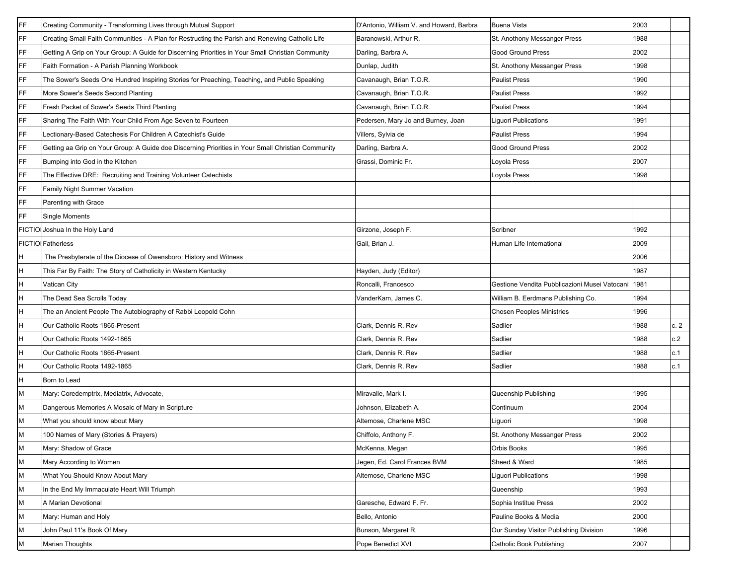| | | | | | |
|---|---|---|---|---|---|
| FF | Creating Community - Transforming Lives through Mutual Support | D'Antonio, William V. and Howard, Barbra | Buena Vista | 2003 | |
| FF | Creating Small Faith Communities - A Plan for Restructing the Parish and Renewing Catholic Life | Baranowski, Arthur R. | St. Anthony Messanger Press | 1988 | |
| FF | Getting A Grip on Your Group: A Guide for Discerning Priorities in Your Small Christian Community | Darling, Barbra A. | Good Ground Press | 2002 | |
| FF | Faith Formation - A Parish Planning Workbook | Dunlap, Judith | St. Anthony Messanger Press | 1998 | |
| FF | The Sower's Seeds One Hundred Inspiring Stories for Preaching, Teaching, and Public Speaking | Cavanaugh, Brian T.O.R. | Paulist Press | 1990 | |
| FF | More Sower's Seeds Second Planting | Cavanaugh, Brian T.O.R. | Paulist Press | 1992 | |
| FF | Fresh Packet of Sower's Seeds Third Planting | Cavanaugh, Brian T.O.R. | Paulist Press | 1994 | |
| FF | Sharing The Faith With Your Child From Age Seven to Fourteen | Pedersen, Mary Jo and Burney, Joan | Liguori Publications | 1991 | |
| FF | Lectionary-Based Catechesis For Children A Catechist's Guide | Villers, Sylvia de | Paulist Press | 1994 | |
| FF | Getting aa Grip on Your Group: A Guide doe Discerning Priorities in Your Small Christian Community | Darling, Barbra A. | Good Ground Press | 2002 | |
| FF | Bumping into God in the Kitchen | Grassi, Dominic Fr. | Loyola Press | 2007 | |
| FF | The Effective DRE: Recruiting and Training Volunteer Catechists | | Loyola Press | 1998 | |
| FF | Family Night Summer Vacation | | | | |
| FF | Parenting with Grace | | | | |
| FF | Single Moments | | | | |
| FICTIOI | Joshua In the Holy Land | Girzone, Joseph F. | Scribner | 1992 | |
| FICTIOI | Fatherless | Gail, Brian J. | Human Life International | 2009 | |
| H | The Presbyterate of the Diocese of Owensboro: History and Witness | | | 2006 | |
| H | This Far By Faith: The Story of Catholicity in Western Kentucky | Hayden, Judy (Editor) | | 1987 | |
| H | Vatican City | Roncalli, Francesco | Gestione Vendita Pubblicazioni Musei Vatocani | 1981 | |
| H | The Dead Sea Scrolls Today | VanderKam, James C. | William B. Eerdmans Publishing Co. | 1994 | |
| H | The an Ancient People The Autobiography of Rabbi Leopold Cohn | | Chosen Peoples Ministries | 1996 | |
| H | Our Catholic Roots 1865-Present | Clark, Dennis R. Rev | Sadlier | 1988 | c. 2 |
| H | Our Catholic Roots 1492-1865 | Clark, Dennis R. Rev | Sadlier | 1988 | c.2 |
| H | Our Catholic Roots 1865-Present | Clark, Dennis R. Rev | Sadlier | 1988 | c.1 |
| H | Our Catholic Roota 1492-1865 | Clark, Dennis R. Rev | Sadlier | 1988 | c.1 |
| H | Born to Lead | | | | |
| M | Mary: Coredemptrix, Mediatrix, Advocate, | Miravalle, Mark I. | Queenship Publishing | 1995 | |
| M | Dangerous Memories A Mosaic of Mary in Scripture | Johnson, Elizabeth A. | Continuum | 2004 | |
| M | What you should know about Mary | Altemose, Charlene MSC | Liguori | 1998 | |
| M | 100 Names of Mary (Stories & Prayers) | Chiffolo, Anthony F. | St. Anthony Messanger Press | 2002 | |
| M | Mary: Shadow of Grace | McKenna, Megan | Orbis Books | 1995 | |
| M | Mary According to Women | Jegen, Ed. Carol Frances BVM | Sheed & Ward | 1985 | |
| M | What You Should Know About Mary | Altemose, Charlene MSC | Liguori Publications | 1998 | |
| M | In the End My Immaculate Heart Will Triumph | | Queenship | 1993 | |
| M | A Marian Devotional | Garesche, Edward F. Fr. | Sophia Institue Press | 2002 | |
| M | Mary: Human and Holy | Bello, Antonio | Pauline Books & Media | 2000 | |
| M | John Paul 11's Book Of Mary | Bunson, Margaret R. | Our Sunday Visitor Publishing Division | 1996 | |
| M | Marian Thoughts | Pope Benedict XVI | Catholic Book Publishing | 2007 | |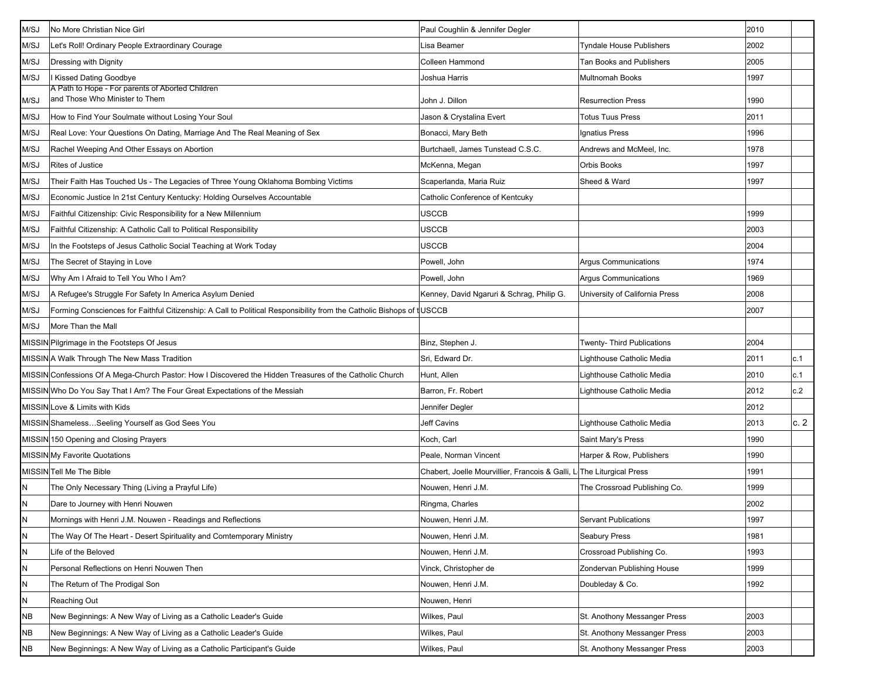| | | | | | |
|---|---|---|---|---|---|
| M/SJ | No More Christian Nice Girl | Paul Coughlin & Jennifer Degler | | 2010 | |
| M/SJ | Let's Roll! Ordinary People Extraordinary Courage | Lisa Beamer | Tyndale House Publishers | 2002 | |
| M/SJ | Dressing with Dignity | Colleen Hammond | Tan Books and Publishers | 2005 | |
| M/SJ | I Kissed Dating Goodbye | Joshua Harris | Multnomah Books | 1997 | |
| M/SJ | A Path to Hope - For parents of Aborted Children and Those Who Minister to Them | John J. Dillon | Resurrection Press | 1990 | |
| M/SJ | How to Find Your Soulmate without Losing Your Soul | Jason & Crystalina Evert | Totus Tuus Press | 2011 | |
| M/SJ | Real Love: Your Questions On Dating, Marriage And The Real Meaning of Sex | Bonacci, Mary Beth | Ignatius Press | 1996 | |
| M/SJ | Rachel Weeping And Other Essays on Abortion | Burtchaell, James Tunstead C.S.C. | Andrews and McMeel, Inc. | 1978 | |
| M/SJ | Rites of Justice | McKenna, Megan | Orbis Books | 1997 | |
| M/SJ | Their Faith Has Touched Us - The Legacies of Three Young Oklahoma Bombing Victims | Scaperlanda, Maria Ruiz | Sheed & Ward | 1997 | |
| M/SJ | Economic Justice In 21st Century Kentucky: Holding Ourselves Accountable | Catholic Conference of Kentcuky | | | |
| M/SJ | Faithful Citizenship: Civic Responsibility for a New Millennium | USCCB | | 1999 | |
| M/SJ | Faithful Citizenship: A Catholic Call to Political Responsibility | USCCB | | 2003 | |
| M/SJ | In the Footsteps of Jesus Catholic Social Teaching at Work Today | USCCB | | 2004 | |
| M/SJ | The Secret of Staying in Love | Powell, John | Argus Communications | 1974 | |
| M/SJ | Why Am I Afraid to Tell You Who I Am? | Powell, John | Argus Communications | 1969 | |
| M/SJ | A Refugee's Struggle For Safety In America Asylum Denied | Kenney, David Ngaruri & Schrag, Philip G. | University of California Press | 2008 | |
| M/SJ | Forming Consciences for Faithful Citizenship: A Call to Political Responsibility from the Catholic Bishops of t | USCCB | | 2007 | |
| M/SJ | More Than the Mall | | | | |
| MISSIN | Pilgrimage in the Footsteps Of Jesus | Binz, Stephen J. | Twenty- Third Publications | 2004 | |
| MISSIN | A Walk Through The New Mass Tradition | Sri, Edward Dr. | Lighthouse Catholic Media | 2011 | c.1 |
| MISSIN | Confessions Of A Mega-Church Pastor: How I Discovered the Hidden Treasures of the Catholic Church | Hunt, Allen | Lighthouse Catholic Media | 2010 | c.1 |
| MISSIN | Who Do You Say That I Am? The Four Great Expectations of the Messiah | Barron, Fr. Robert | Lighthouse Catholic Media | 2012 | c.2 |
| MISSIN | Love & Limits with Kids | Jennifer Degler | | 2012 | |
| MISSIN | Shameless…Seeling Yourself as God Sees You | Jeff Cavins | Lighthouse Catholic Media | 2013 | c. 2 |
| MISSIN | 150 Opening and Closing Prayers | Koch, Carl | Saint Mary's Press | 1990 | |
| MISSIN | My Favorite Quotations | Peale, Norman Vincent | Harper & Row, Publishers | 1990 | |
| MISSIN | Tell Me The Bible | Chabert, Joelle Mourvillier, Francois & Galli, L | The Liturgical Press | 1991 | |
| N | The Only Necessary Thing (Living a Prayful Life) | Nouwen, Henri J.M. | The Crossroad Publishing Co. | 1999 | |
| N | Dare to Journey with Henri Nouwen | Ringma, Charles | | 2002 | |
| N | Mornings with Henri J.M. Nouwen - Readings and Reflections | Nouwen, Henri J.M. | Servant Publications | 1997 | |
| N | The Way Of The Heart - Desert Spirituality and Comtemporary Ministry | Nouwen, Henri J.M. | Seabury Press | 1981 | |
| N | Life of the Beloved | Nouwen, Henri J.M. | Crossroad Publishing Co. | 1993 | |
| N | Personal Reflections on Henri Nouwen Then | Vinck, Christopher de | Zondervan Publishing House | 1999 | |
| N | The Return of The Prodigal Son | Nouwen, Henri J.M. | Doubleday & Co. | 1992 | |
| N | Reaching Out | Nouwen, Henri | | | |
| NB | New Beginnings: A New Way of Living as a Catholic Leader's Guide | Wilkes, Paul | St. Anothony Messanger Press | 2003 | |
| NB | New Beginnings: A New Way of Living as a Catholic Leader's Guide | Wilkes, Paul | St. Anothony Messanger Press | 2003 | |
| NB | New Beginnings: A New Way of Living as a Catholic Participant's Guide | Wilkes, Paul | St. Anothony Messanger Press | 2003 | |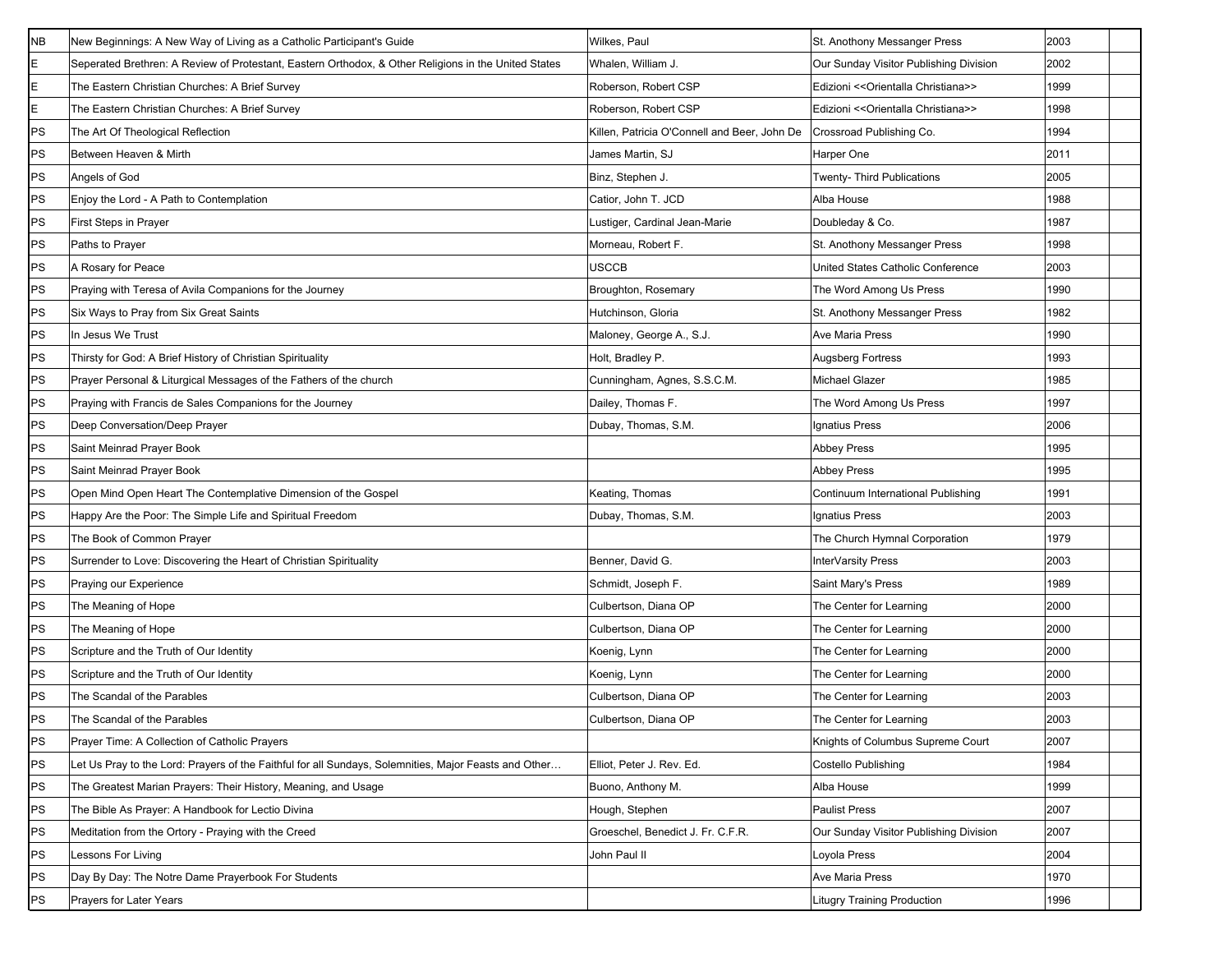| NB | New Beginnings: A New Way of Living as a Catholic Participant's Guide | Wilkes, Paul | St. Anothony Messanger Press | 2003 | |
|---|---|---|---|---|---|
| E | Seperated Brethren: A Review of Protestant, Eastern Orthodox, & Other Religions in the United States | Whalen, William J. | Our Sunday Visitor Publishing Division | 2002 | |
| E | The Eastern Christian Churches: A Brief Survey | Roberson, Robert CSP | Edizioni <<Orientalla Christiana>> | 1999 | |
| E | The Eastern Christian Churches: A Brief Survey | Roberson, Robert CSP | Edizioni <<Orientalla Christiana>> | 1998 | |
| PS | The Art Of Theological Reflection | Killen, Patricia O'Connell and Beer, John De | Crossroad Publishing Co. | 1994 | |
| PS | Between Heaven & Mirth | James Martin, SJ | Harper One | 2011 | |
| PS | Angels of God | Binz, Stephen J. | Twenty- Third Publications | 2005 | |
| PS | Enjoy the Lord - A Path to Contemplation | Catior, John T. JCD | Alba House | 1988 | |
| PS | First Steps in Prayer | Lustiger, Cardinal Jean-Marie | Doubleday & Co. | 1987 | |
| PS | Paths to Prayer | Morneau, Robert F. | St. Anothony Messanger Press | 1998 | |
| PS | A Rosary for Peace | USCCB | United States Catholic Conference | 2003 | |
| PS | Praying with Teresa of Avila Companions for the Journey | Broughton, Rosemary | The Word Among Us Press | 1990 | |
| PS | Six Ways to Pray from Six Great Saints | Hutchinson, Gloria | St. Anothony Messanger Press | 1982 | |
| PS | In Jesus We Trust | Maloney, George A., S.J. | Ave Maria Press | 1990 | |
| PS | Thirsty for God: A Brief History of Christian Spirituality | Holt, Bradley P. | Augsberg Fortress | 1993 | |
| PS | Prayer Personal & Liturgical Messages of the Fathers of the church | Cunningham, Agnes, S.S.C.M. | Michael Glazer | 1985 | |
| PS | Praying with Francis de Sales Companions for the Journey | Dailey, Thomas F. | The Word Among Us Press | 1997 | |
| PS | Deep Conversation/Deep Prayer | Dubay, Thomas, S.M. | Ignatius Press | 2006 | |
| PS | Saint Meinrad Prayer Book | | Abbey Press | 1995 | |
| PS | Saint Meinrad Prayer Book | | Abbey Press | 1995 | |
| PS | Open Mind Open Heart The Contemplative Dimension of the Gospel | Keating, Thomas | Continuum International Publishing | 1991 | |
| PS | Happy Are the Poor: The Simple Life and Spiritual Freedom | Dubay, Thomas, S.M. | Ignatius Press | 2003 | |
| PS | The Book of Common Prayer | | The Church Hymnal Corporation | 1979 | |
| PS | Surrender to Love: Discovering the Heart of Christian Spirituality | Benner, David G. | InterVarsity Press | 2003 | |
| PS | Praying our Experience | Schmidt, Joseph F. | Saint Mary's Press | 1989 | |
| PS | The Meaning of Hope | Culbertson, Diana OP | The Center for Learning | 2000 | |
| PS | The Meaning of Hope | Culbertson, Diana OP | The Center for Learning | 2000 | |
| PS | Scripture and the Truth of Our Identity | Koenig, Lynn | The Center for Learning | 2000 | |
| PS | Scripture and the Truth of Our Identity | Koenig, Lynn | The Center for Learning | 2000 | |
| PS | The Scandal of the Parables | Culbertson, Diana OP | The Center for Learning | 2003 | |
| PS | The Scandal of the Parables | Culbertson, Diana OP | The Center for Learning | 2003 | |
| PS | Prayer Time: A Collection of Catholic Prayers | | Knights of Columbus Supreme Court | 2007 | |
| PS | Let Us Pray to the Lord: Prayers of the Faithful for all Sundays, Solemnities, Major Feasts and Other… | Elliot, Peter J. Rev. Ed. | Costello Publishing | 1984 | |
| PS | The Greatest Marian Prayers: Their History, Meaning, and Usage | Buono, Anthony M. | Alba House | 1999 | |
| PS | The Bible As Prayer: A Handbook for Lectio Divina | Hough, Stephen | Paulist Press | 2007 | |
| PS | Meditation from the Ortory - Praying with the Creed | Groeschel, Benedict J. Fr. C.F.R. | Our Sunday Visitor Publishing Division | 2007 | |
| PS | Lessons For Living | John Paul II | Loyola Press | 2004 | |
| PS | Day By Day: The Notre Dame Prayerbook For Students | | Ave Maria Press | 1970 | |
| PS | Prayers for Later Years | | Litugry Training Production | 1996 | |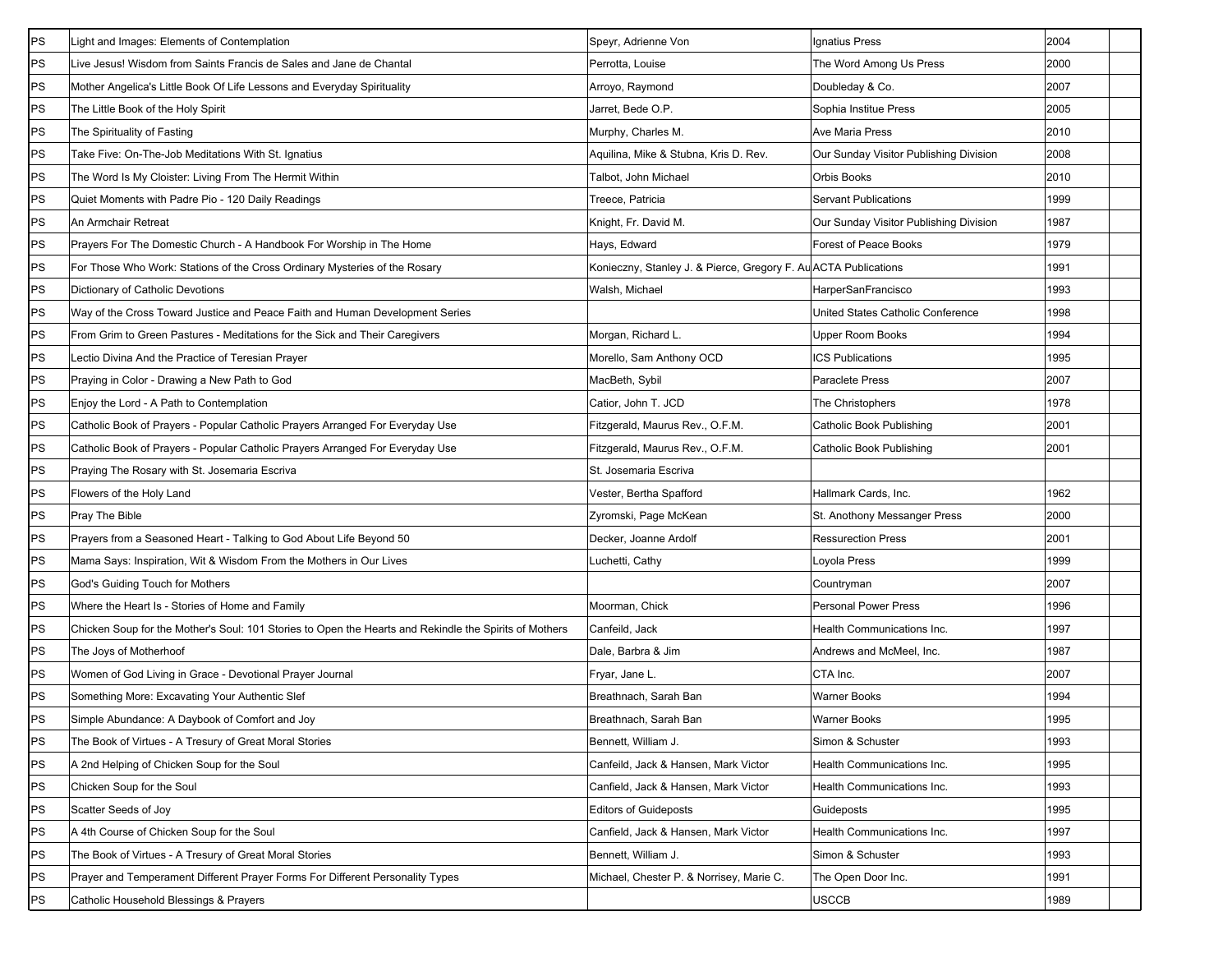| PS | Light and Images: Elements of Contemplation | Speyr, Adrienne Von | Ignatius Press | 2004 | |
|---|---|---|---|---|---|
| PS | Live Jesus! Wisdom from Saints Francis de Sales and Jane de Chantal | Perrotta, Louise | The Word Among Us Press | 2000 | |
| PS | Mother Angelica's Little Book Of Life Lessons and Everyday Spirituality | Arroyo, Raymond | Doubleday & Co. | 2007 | |
| PS | The Little Book of the Holy Spirit | Jarret, Bede O.P. | Sophia Institue Press | 2005 | |
| PS | The Spirituality of Fasting | Murphy, Charles M. | Ave Maria Press | 2010 | |
| PS | Take Five: On-The-Job Meditations With St. Ignatius | Aquilina, Mike & Stubna, Kris D. Rev. | Our Sunday Visitor Publishing Division | 2008 | |
| PS | The Word Is My Cloister: Living From The Hermit Within | Talbot, John Michael | Orbis Books | 2010 | |
| PS | Quiet Moments with Padre Pio - 120 Daily Readings | Treece, Patricia | Servant Publications | 1999 | |
| PS | An Armchair Retreat | Knight, Fr. David M. | Our Sunday Visitor Publishing Division | 1987 | |
| PS | Prayers For The Domestic Church - A Handbook For Worship in The Home | Hays, Edward | Forest of Peace Books | 1979 | |
| PS | For Those Who Work: Stations of the Cross Ordinary Mysteries of the Rosary | Konieczny, Stanley J. & Pierce, Gregory F. Au | ACTA Publications | 1991 | |
| PS | Dictionary of Catholic Devotions | Walsh, Michael | HarperSanFrancisco | 1993 | |
| PS | Way of the Cross Toward Justice and Peace Faith and Human Development Series | | United States Catholic Conference | 1998 | |
| PS | From Grim to Green Pastures - Meditations for the Sick and Their Caregivers | Morgan, Richard L. | Upper Room Books | 1994 | |
| PS | Lectio Divina And the Practice of Teresian Prayer | Morello, Sam Anthony OCD | ICS Publications | 1995 | |
| PS | Praying in Color - Drawing a New Path to God | MacBeth, Sybil | Paraclete Press | 2007 | |
| PS | Enjoy the Lord - A Path to Contemplation | Catior, John T. JCD | The Christophers | 1978 | |
| PS | Catholic Book of Prayers - Popular Catholic Prayers Arranged For Everyday Use | Fitzgerald, Maurus Rev., O.F.M. | Catholic Book Publishing | 2001 | |
| PS | Catholic Book of Prayers - Popular Catholic Prayers Arranged For Everyday Use | Fitzgerald, Maurus Rev., O.F.M. | Catholic Book Publishing | 2001 | |
| PS | Praying The Rosary with St. Josemaria Escriva | St. Josemaria Escriva | | | |
| PS | Flowers of the Holy Land | Vester, Bertha Spafford | Hallmark Cards, Inc. | 1962 | |
| PS | Pray The Bible | Zyromski, Page McKean | St. Anothony Messanger Press | 2000 | |
| PS | Prayers from a Seasoned Heart - Talking to God About Life Beyond 50 | Decker, Joanne Ardolf | Ressurection Press | 2001 | |
| PS | Mama Says: Inspiration, Wit & Wisdom From the Mothers in Our Lives | Luchetti, Cathy | Loyola Press | 1999 | |
| PS | God's Guiding Touch for Mothers | | Countryman | 2007 | |
| PS | Where the Heart Is - Stories of Home and Family | Moorman, Chick | Personal Power Press | 1996 | |
| PS | Chicken Soup for the Mother's Soul: 101 Stories to Open the Hearts and Rekindle the Spirits of Mothers | Canfeild, Jack | Health Communications Inc. | 1997 | |
| PS | The Joys of Motherhoof | Dale, Barbra & Jim | Andrews and McMeel, Inc. | 1987 | |
| PS | Women of God Living in Grace - Devotional Prayer Journal | Fryar, Jane L. | CTA Inc. | 2007 | |
| PS | Something More: Excavating Your Authentic Slef | Breathnach, Sarah Ban | Warner Books | 1994 | |
| PS | Simple Abundance: A Daybook of Comfort and Joy | Breathnach, Sarah Ban | Warner Books | 1995 | |
| PS | The Book of Virtues - A Tresury of Great Moral Stories | Bennett, William J. | Simon & Schuster | 1993 | |
| PS | A 2nd Helping of Chicken Soup for the Soul | Canfeild, Jack & Hansen, Mark Victor | Health Communications Inc. | 1995 | |
| PS | Chicken Soup for the Soul | Canfield, Jack & Hansen, Mark Victor | Health Communications Inc. | 1993 | |
| PS | Scatter Seeds of Joy | Editors of Guideposts | Guideposts | 1995 | |
| PS | A 4th Course of Chicken Soup for the Soul | Canfield, Jack & Hansen, Mark Victor | Health Communications Inc. | 1997 | |
| PS | The Book of Virtues - A Tresury of Great Moral Stories | Bennett, William J. | Simon & Schuster | 1993 | |
| PS | Prayer and Temperament Different Prayer Forms For Different Personality Types | Michael, Chester P. & Norrisey, Marie C. | The Open Door Inc. | 1991 | |
| PS | Catholic Household Blessings & Prayers | | USCCB | 1989 | |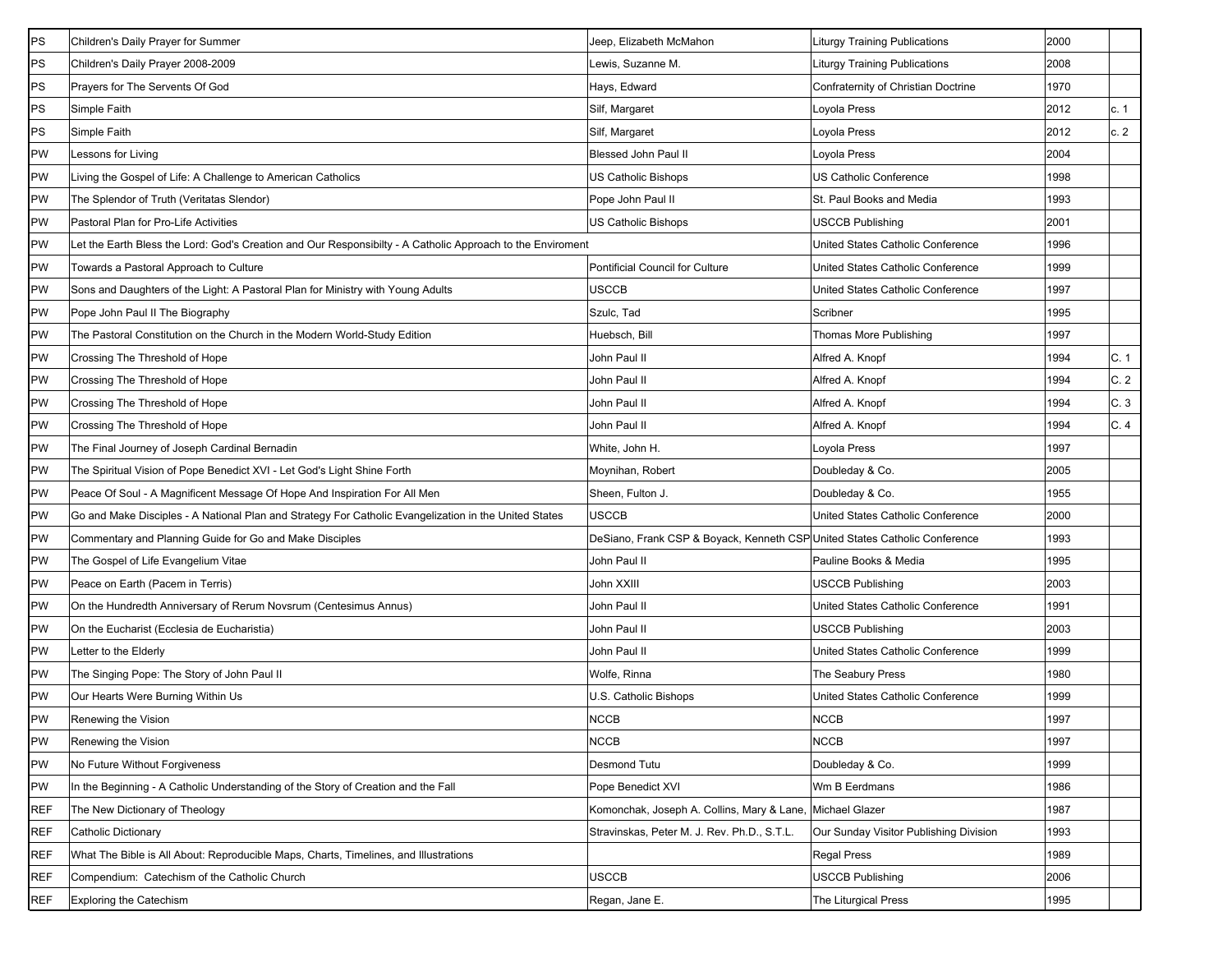| | | | | | |
|---|---|---|---|---|---|
| PS | Children's Daily Prayer for Summer | Jeep, Elizabeth McMahon | Liturgy Training Publications | 2000 | |
| PS | Children's Daily Prayer 2008-2009 | Lewis, Suzanne M. | Liturgy Training Publications | 2008 | |
| PS | Prayers for The Servents Of God | Hays, Edward | Confraternity of Christian Doctrine | 1970 | |
| PS | Simple Faith | Silf, Margaret | Loyola Press | 2012 | c. 1 |
| PS | Simple Faith | Silf, Margaret | Loyola Press | 2012 | c. 2 |
| PW | Lessons for Living | Blessed John Paul II | Loyola Press | 2004 | |
| PW | Living the Gospel of Life: A Challenge to American Catholics | US Catholic Bishops | US Catholic Conference | 1998 | |
| PW | The Splendor of Truth (Veritatas Slendor) | Pope John Paul II | St. Paul Books and Media | 1993 | |
| PW | Pastoral Plan for Pro-Life Activities | US Catholic Bishops | USCCB Publishing | 2001 | |
| PW | Let the Earth Bless the Lord: God's Creation and Our Responsibilty - A Catholic Approach to the Enviroment | | United States Catholic Conference | 1996 | |
| PW | Towards a Pastoral Approach to Culture | Pontificial Council for Culture | United States Catholic Conference | 1999 | |
| PW | Sons and Daughters of the Light: A Pastoral Plan for Ministry with Young Adults | USCCB | United States Catholic Conference | 1997 | |
| PW | Pope John Paul II The Biography | Szulc, Tad | Scribner | 1995 | |
| PW | The Pastoral Constitution on the Church in the Modern World-Study Edition | Huebsch, Bill | Thomas More Publishing | 1997 | |
| PW | Crossing The Threshold of Hope | John Paul II | Alfred A. Knopf | 1994 | C. 1 |
| PW | Crossing The Threshold of Hope | John Paul II | Alfred A. Knopf | 1994 | C. 2 |
| PW | Crossing The Threshold of Hope | John Paul II | Alfred A. Knopf | 1994 | C. 3 |
| PW | Crossing The Threshold of Hope | John Paul II | Alfred A. Knopf | 1994 | C. 4 |
| PW | The Final Journey of Joseph Cardinal Bernadin | White, John H. | Loyola Press | 1997 | |
| PW | The Spiritual Vision of Pope Benedict XVI - Let God's Light Shine Forth | Moynihan, Robert | Doubleday & Co. | 2005 | |
| PW | Peace Of Soul - A Magnificent Message Of Hope And Inspiration For All Men | Sheen, Fulton J. | Doubleday & Co. | 1955 | |
| PW | Go and Make Disciples - A National Plan and Strategy For Catholic Evangelization in the United States | USCCB | United States Catholic Conference | 2000 | |
| PW | Commentary and Planning Guide for Go and Make Disciples | DeSiano, Frank CSP & Boyack, Kenneth CSP | United States Catholic Conference | 1993 | |
| PW | The Gospel of Life Evangelium Vitae | John Paul II | Pauline Books & Media | 1995 | |
| PW | Peace on Earth (Pacem in Terris) | John XXIII | USCCB Publishing | 2003 | |
| PW | On the Hundredth Anniversary of Rerum Novsrum (Centesimus Annus) | John Paul II | United States Catholic Conference | 1991 | |
| PW | On the Eucharist (Ecclesia de Eucharistia) | John Paul II | USCCB Publishing | 2003 | |
| PW | Letter to the Elderly | John Paul II | United States Catholic Conference | 1999 | |
| PW | The Singing Pope: The Story of John Paul II | Wolfe, Rinna | The Seabury Press | 1980 | |
| PW | Our Hearts Were Burning Within Us | U.S. Catholic Bishops | United States Catholic Conference | 1999 | |
| PW | Renewing the Vision | NCCB | NCCB | 1997 | |
| PW | Renewing the Vision | NCCB | NCCB | 1997 | |
| PW | No Future Without Forgiveness | Desmond Tutu | Doubleday & Co. | 1999 | |
| PW | In the Beginning - A Catholic Understanding of the Story of Creation and the Fall | Pope Benedict XVI | Wm B Eerdmans | 1986 | |
| REF | The New Dictionary of Theology | Komonchak, Joseph A. Collins, Mary & Lane, | Michael Glazer | 1987 | |
| REF | Catholic Dictionary | Stravinskas, Peter M. J. Rev. Ph.D., S.T.L. | Our Sunday Visitor Publishing Division | 1993 | |
| REF | What The Bible is All About: Reproducible Maps, Charts, Timelines, and Illustrations | | Regal Press | 1989 | |
| REF | Compendium: Catechism of the Catholic Church | USCCB | USCCB Publishing | 2006 | |
| REF | Exploring the Catechism | Regan, Jane E. | The Liturgical Press | 1995 | |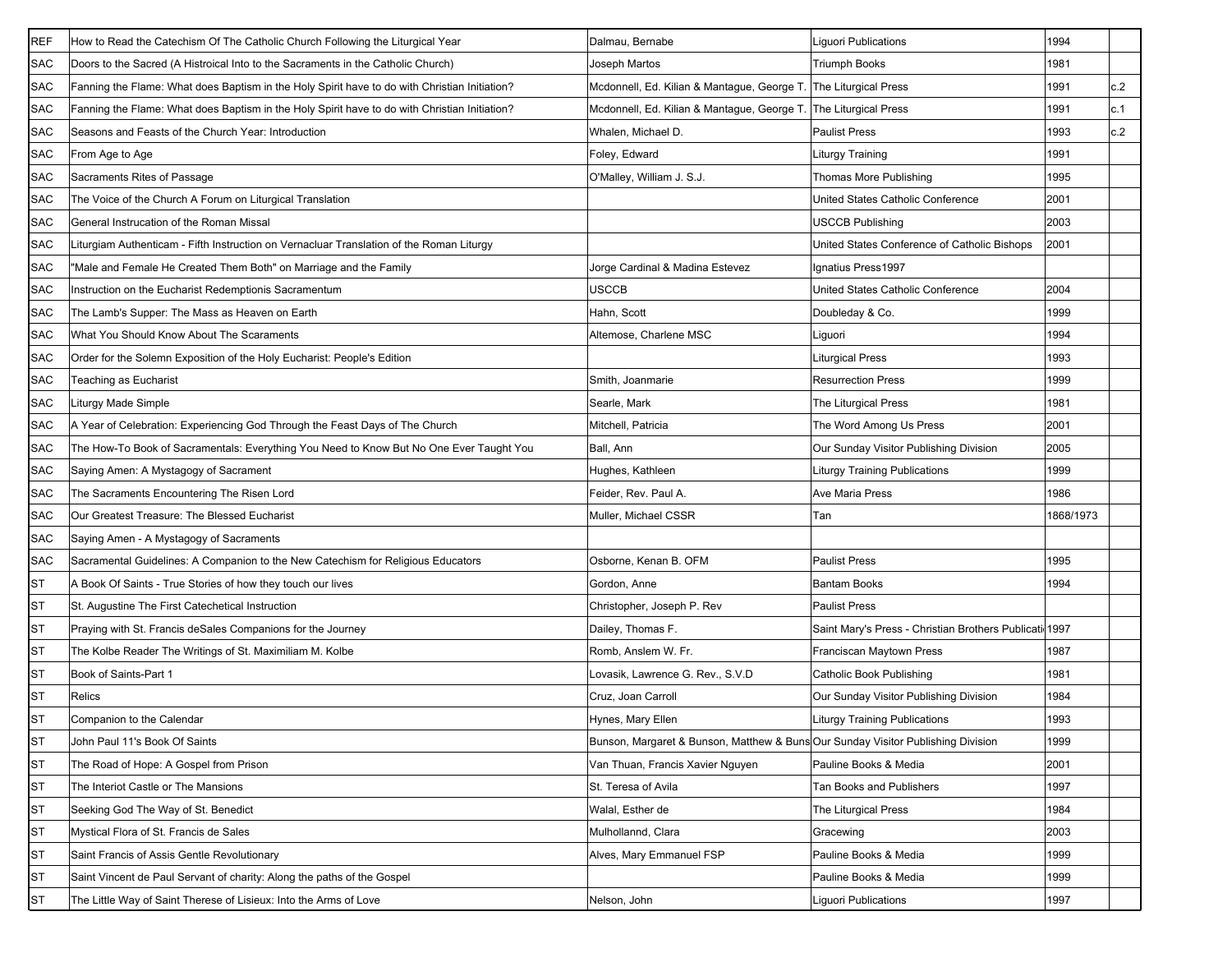| REF | How to Read the Catechism Of The Catholic Church Following the Liturgical Year | Dalmau, Bernabe | Liguori Publications | 1994 | |
|---|---|---|---|---|---|
| SAC | Doors to the Sacred (A Histroical Into to the Sacraments in the Catholic Church) | Joseph Martos | Triumph Books | 1981 | |
| SAC | Fanning the Flame: What does Baptism in the Holy Spirit have to do with Christian Initiation? | Mcdonnell, Ed. Kilian & Mantague, George T. | The Liturgical Press | 1991 | c.2 |
| SAC | Fanning the Flame: What does Baptism in the Holy Spirit have to do with Christian Initiation? | Mcdonnell, Ed. Kilian & Mantague, George T. | The Liturgical Press | 1991 | c.1 |
| SAC | Seasons and Feasts of the Church Year: Introduction | Whalen, Michael D. | Paulist Press | 1993 | c.2 |
| SAC | From Age to Age | Foley, Edward | Liturgy Training | 1991 | |
| SAC | Sacraments Rites of Passage | O'Malley, William J. S.J. | Thomas More Publishing | 1995 | |
| SAC | The Voice of the Church A Forum on Liturgical Translation | | United States Catholic Conference | 2001 | |
| SAC | General Instrucation of the Roman Missal | | USCCB Publishing | 2003 | |
| SAC | Liturgiam Authenticam - Fifth Instruction on Vernacluar Translation of the Roman Liturgy | | United States Conference of Catholic Bishops | 2001 | |
| SAC | "Male and Female He Created Them Both" on Marriage and the Family | Jorge Cardinal & Madina Estevez | Ignatius Press1997 | | |
| SAC | Instruction on the Eucharist Redemptionis Sacramentum | USCCB | United States Catholic Conference | 2004 | |
| SAC | The Lamb's Supper: The Mass as Heaven on Earth | Hahn, Scott | Doubleday & Co. | 1999 | |
| SAC | What You Should Know About The Scaraments | Altemose, Charlene MSC | Liguori | 1994 | |
| SAC | Order for the Solemn Exposition of the Holy Eucharist: People's Edition | | Liturgical Press | 1993 | |
| SAC | Teaching as Eucharist | Smith, Joanmarie | Resurrection Press | 1999 | |
| SAC | Liturgy Made Simple | Searle, Mark | The Liturgical Press | 1981 | |
| SAC | A Year of Celebration: Experiencing God Through the Feast Days of The Church | Mitchell, Patricia | The Word Among Us Press | 2001 | |
| SAC | The How-To Book of Sacramentals: Everything You Need to Know But No One Ever Taught You | Ball, Ann | Our Sunday Visitor Publishing Division | 2005 | |
| SAC | Saying Amen: A Mystagogy of Sacrament | Hughes, Kathleen | Liturgy Training Publications | 1999 | |
| SAC | The Sacraments Encountering The Risen Lord | Feider, Rev. Paul A. | Ave Maria Press | 1986 | |
| SAC | Our Greatest Treasure: The Blessed Eucharist | Muller, Michael CSSR | Tan | 1868/1973 | |
| SAC | Saying Amen - A Mystagogy of Sacraments | | | | |
| SAC | Sacramental Guidelines: A Companion to the New Catechism for Religious Educators | Osborne, Kenan B. OFM | Paulist Press | 1995 | |
| ST | A Book Of Saints - True Stories of how they touch our lives | Gordon, Anne | Bantam Books | 1994 | |
| ST | St. Augustine The First Catechetical Instruction | Christopher, Joseph P. Rev | Paulist Press | | |
| ST | Praying with St. Francis deSales Companions for the Journey | Dailey, Thomas F. | Saint Mary's Press - Christian Brothers Publicati | 1997 | |
| ST | The Kolbe Reader The Writings of St. Maximiliam M. Kolbe | Romb, Anslem W. Fr. | Franciscan Maytown Press | 1987 | |
| ST | Book of Saints-Part 1 | Lovasik, Lawrence G. Rev., S.V.D | Catholic Book Publishing | 1981 | |
| ST | Relics | Cruz, Joan Carroll | Our Sunday Visitor Publishing Division | 1984 | |
| ST | Companion to the Calendar | Hynes, Mary Ellen | Liturgy Training Publications | 1993 | |
| ST | John Paul 11's Book Of Saints | Bunson, Margaret & Bunson, Matthew & Buns | Our Sunday Visitor Publishing Division | 1999 | |
| ST | The Road of Hope: A Gospel from Prison | Van Thuan, Francis Xavier Nguyen | Pauline Books & Media | 2001 | |
| ST | The Interiot Castle or The Mansions | St. Teresa of Avila | Tan Books and Publishers | 1997 | |
| ST | Seeking God The Way of St. Benedict | Walal, Esther de | The Liturgical Press | 1984 | |
| ST | Mystical Flora of St. Francis de Sales | Mulhollannd, Clara | Gracewing | 2003 | |
| ST | Saint Francis of Assis Gentle Revolutionary | Alves, Mary Emmanuel FSP | Pauline Books & Media | 1999 | |
| ST | Saint Vincent de Paul Servant of charity: Along the paths of the Gospel | | Pauline Books & Media | 1999 | |
| ST | The Little Way of Saint Therese of Lisieux: Into the Arms of Love | Nelson, John | Liguori Publications | 1997 | |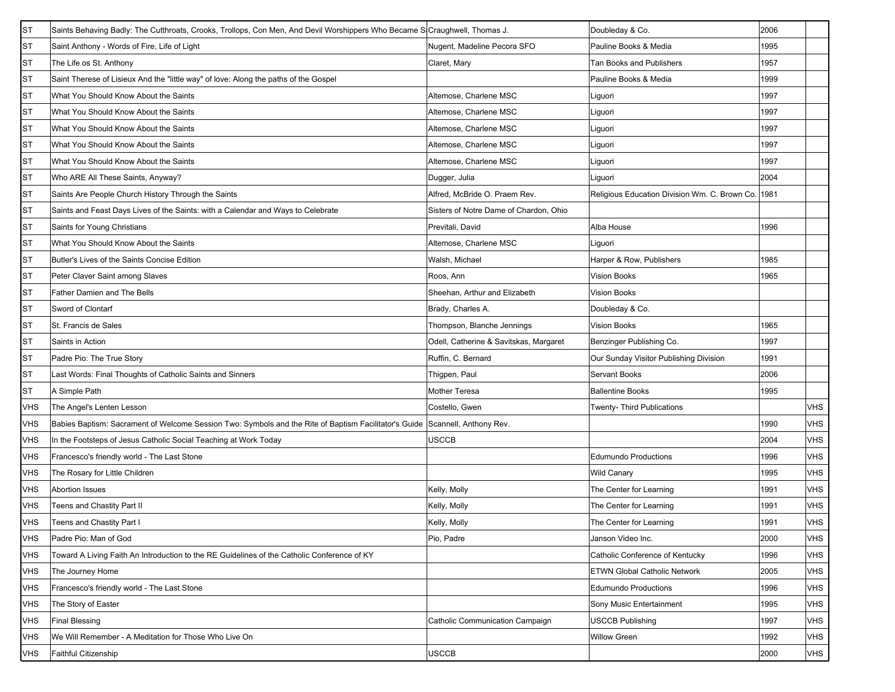| | | | | | |
|---|---|---|---|---|---|
| ST | Saints Behaving Badly: The Cutthroats, Crooks, Trollops, Con Men, And Devil Worshippers Who Became S | Craughwell, Thomas J. | Doubleday & Co. | 2006 | |
| ST | Saint Anthony - Words of Fire, Life of Light | Nugent, Madeline Pecora SFO | Pauline Books & Media | 1995 | |
| ST | The Life os St. Anthony | Claret, Mary | Tan Books and Publishers | 1957 | |
| ST | Saint Therese of Lisieux And the "little way" of love: Along the paths of the Gospel | | Pauline Books & Media | 1999 | |
| ST | What You Should Know About the Saints | Altemose, Charlene MSC | Liguori | 1997 | |
| ST | What You Should Know About the Saints | Altemose, Charlene MSC | Liguori | 1997 | |
| ST | What You Should Know About the Saints | Altemose, Charlene MSC | Liguori | 1997 | |
| ST | What You Should Know About the Saints | Altemose, Charlene MSC | Liguori | 1997 | |
| ST | What You Should Know About the Saints | Altemose, Charlene MSC | Liguori | 1997 | |
| ST | Who ARE All These Saints, Anyway? | Dugger, Julia | Liguori | 2004 | |
| ST | Saints Are People Church History Through the Saints | Alfred, McBride O. Praem Rev. | Religious Education Division Wm. C. Brown Co. | 1981 | |
| ST | Saints and Feast Days Lives of the Saints: with a Calendar and Ways to Celebrate | Sisters of Notre Dame of Chardon, Ohio | | | |
| ST | Saints for Young Christians | Previtali, David | Alba House | 1996 | |
| ST | What You Should Know About the Saints | Altemose, Charlene MSC | Liguori | | |
| ST | Butler's Lives of the Saints Concise Edition | Walsh, Michael | Harper & Row, Publishers | 1985 | |
| ST | Peter Claver Saint among Slaves | Roos, Ann | Vision Books | 1965 | |
| ST | Father Damien and The Bells | Sheehan, Arthur and Elizabeth | Vision Books | | |
| ST | Sword of Clontarf | Brady, Charles A. | Doubleday & Co. | | |
| ST | St. Francis de Sales | Thompson, Blanche Jennings | Vision Books | 1965 | |
| ST | Saints in Action | Odell, Catherine & Savitskas, Margaret | Benzinger Publishing Co. | 1997 | |
| ST | Padre Pio: The True Story | Ruffin, C. Bernard | Our Sunday Visitor Publishing Division | 1991 | |
| ST | Last Words: Final Thoughts of Catholic Saints and Sinners | Thigpen, Paul | Servant Books | 2006 | |
| ST | A Simple Path | Mother Teresa | Ballentine Books | 1995 | |
| VHS | The Angel's Lenten Lesson | Costello, Gwen | Twenty- Third Publications | | VHS |
| VHS | Babies Baptism: Sacrament of Welcome Session Two: Symbols and the Rite of Baptism Facilitator's Guide | Scannell, Anthony Rev. | | 1990 | VHS |
| VHS | In the Footsteps of Jesus Catholic Social Teaching at Work Today | USCCB | | 2004 | VHS |
| VHS | Francesco's friendly world - The Last Stone | | Edumundo Productions | 1996 | VHS |
| VHS | The Rosary for Little Children | | Wild Canary | 1995 | VHS |
| VHS | Abortion Issues | Kelly, Molly | The Center for Learning | 1991 | VHS |
| VHS | Teens and Chastity Part II | Kelly, Molly | The Center for Learning | 1991 | VHS |
| VHS | Teens and Chastity Part I | Kelly, Molly | The Center for Learning | 1991 | VHS |
| VHS | Padre Pio: Man of God | Pio, Padre | Janson Video Inc. | 2000 | VHS |
| VHS | Toward A Living Faith An Introduction to the RE Guidelines of the Catholic Conference of KY | | Catholic Conference of Kentucky | 1996 | VHS |
| VHS | The Journey Home | | ETWN Global Catholic Network | 2005 | VHS |
| VHS | Francesco's friendly world - The Last Stone | | Edumundo Productions | 1996 | VHS |
| VHS | The Story of Easter | | Sony Music Entertainment | 1995 | VHS |
| VHS | Final Blessing | Catholic Communication Campaign | USCCB Publishing | 1997 | VHS |
| VHS | We Will Remember - A Meditation for Those Who Live On | | Willow Green | 1992 | VHS |
| VHS | Faithful Citizenship | USCCB | | 2000 | VHS |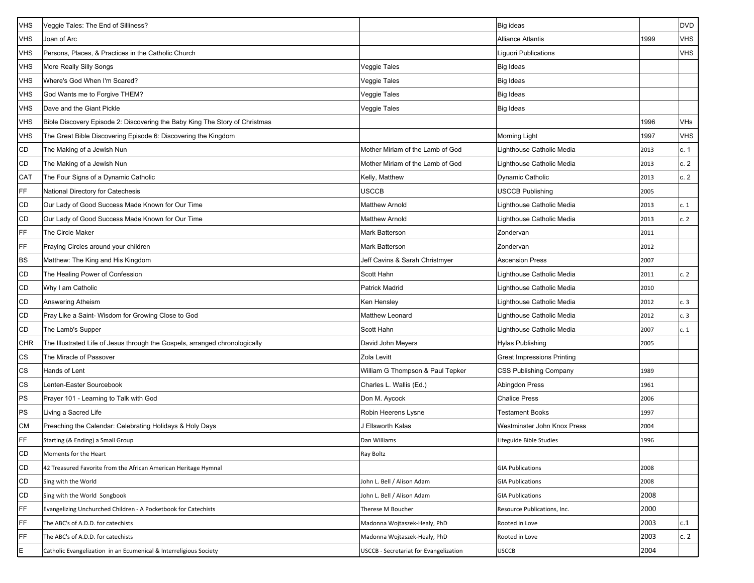| VHS | Veggie Tales: The End of Silliness? | | Big ideas | | DVD |
|---|---|---|---|---|---|
| VHS | Joan of Arc | | Alliance Atlantis | 1999 | VHS |
| VHS | Persons, Places, & Practices in the Catholic Church | | Liguori Publications | | VHS |
| VHS | More Really Silly Songs | Veggie Tales | Big Ideas | | |
| VHS | Where's God When I'm Scared? | Veggie Tales | Big Ideas | | |
| VHS | God Wants me to Forgive THEM? | Veggie Tales | Big Ideas | | |
| VHS | Dave and the Giant Pickle | Veggie Tales | Big Ideas | | |
| VHS | Bible Discovery Episode 2: Discovering the Baby King The Story of Christmas | | | 1996 | VHs |
| VHS | The Great Bible Discovering Episode 6: Discovering the Kingdom | | Morning Light | 1997 | VHS |
| CD | The Making of a Jewish Nun | Mother Miriam of the Lamb of God | Lighthouse Catholic Media | 2013 | c. 1 |
| CD | The Making of a Jewish Nun | Mother Miriam of the Lamb of God | Lighthouse Catholic Media | 2013 | c. 2 |
| CAT | The Four Signs of a Dynamic Catholic | Kelly, Matthew | Dynamic Catholic | 2013 | c. 2 |
| FF | National Directory for Catechesis | USCCB | USCCB Publishing | 2005 | |
| CD | Our Lady of Good Success Made Known for Our Time | Matthew Arnold | Lighthouse Catholic Media | 2013 | c. 1 |
| CD | Our Lady of Good Success Made Known for Our Time | Matthew Arnold | Lighthouse Catholic Media | 2013 | c. 2 |
| FF | The Circle Maker | Mark Batterson | Zondervan | 2011 | |
| FF | Praying Circles around your children | Mark Batterson | Zondervan | 2012 | |
| BS | Matthew: The King and His Kingdom | Jeff Cavins & Sarah Christmyer | Ascension Press | 2007 | |
| CD | The Healing Power of Confession | Scott Hahn | Lighthouse Catholic Media | 2011 | c. 2 |
| CD | Why I am Catholic | Patrick Madrid | Lighthouse Catholic Media | 2010 | |
| CD | Answering Atheism | Ken Hensley | Lighthouse Catholic Media | 2012 | c. 3 |
| CD | Pray Like a Saint- Wisdom for Growing Close to God | Matthew Leonard | Lighthouse Catholic Media | 2012 | c. 3 |
| CD | The Lamb's Supper | Scott Hahn | Lighthouse Catholic Media | 2007 | c. 1 |
| CHR | The Illustrated Life of Jesus through the Gospels, arranged chronologically | David John Meyers | Hylas Publishing | 2005 | |
| CS | The Miracle of Passover | Zola Levitt | Great Impressions Printing | | |
| CS | Hands of Lent | William G Thompson & Paul Tepker | CSS Publishing Company | 1989 | |
| CS | Lenten-Easter Sourcebook | Charles L. Wallis (Ed.) | Abingdon Press | 1961 | |
| PS | Prayer 101 - Learning to Talk with God | Don M. Aycock | Chalice Press | 2006 | |
| PS | Living a Sacred Life | Robin Heerens Lysne | Testament Books | 1997 | |
| CM | Preaching the Calendar: Celebrating Holidays & Holy Days | J Ellsworth Kalas | Westminster John Knox Press | 2004 | |
| FF | Starting (& Ending) a Small Group | Dan Williams | Lifeguide Bible Studies | 1996 | |
| CD | Moments for the Heart | Ray Boltz | | | |
| CD | 42 Treasured Favorite from the African American Heritage Hymnal | | GIA Publications | 2008 | |
| CD | Sing with the World | John L. Bell / Alison Adam | GIA Publications | 2008 | |
| CD | Sing with the World Songbook | John L. Bell / Alison Adam | GIA Publications | 2008 | |
| FF | Evangelizing Unchurched Children - A Pocketbook for Catechists | Therese M Boucher | Resource Publications, Inc. | 2000 | |
| FF | The ABC's of A.D.D. for catechists | Madonna Wojtaszek-Healy, PhD | Rooted in Love | 2003 | c.1 |
| FF | The ABC's of A.D.D. for catechists | Madonna Wojtaszek-Healy, PhD | Rooted in Love | 2003 | c. 2 |
| E | Catholic Evangelization in an Ecumenical & Interreligious Society | USCCB - Secretariat for Evangelization | USCCB | 2004 | |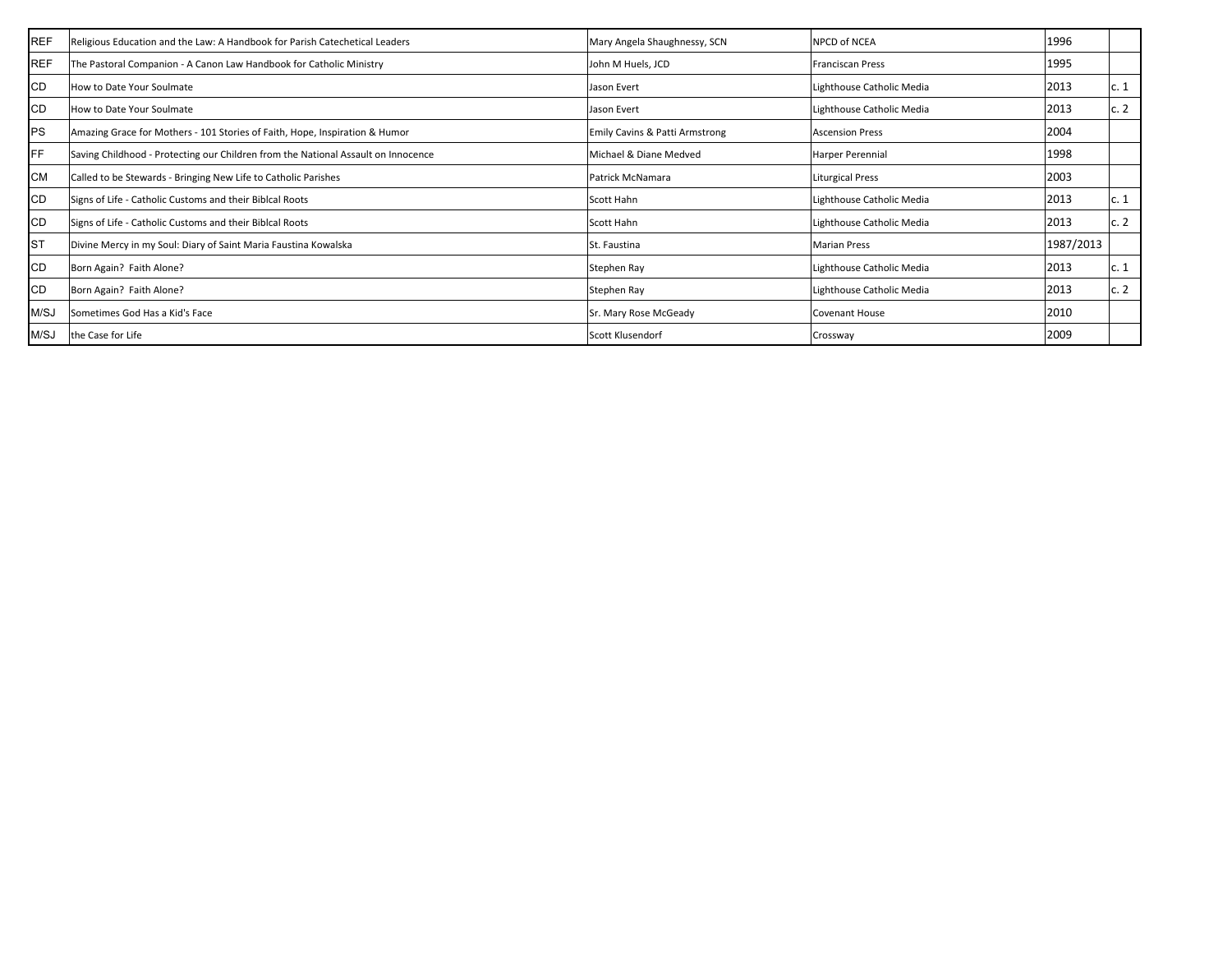| | | | | | |
|---|---|---|---|---|---|
| REF | Religious Education and the Law: A Handbook for Parish Catechetical Leaders | Mary Angela Shaughnessy, SCN | NPCD of NCEA | 1996 | |
| REF | The Pastoral Companion - A Canon Law Handbook for Catholic Ministry | John M Huels, JCD | Franciscan Press | 1995 | |
| CD | How to Date Your Soulmate | Jason Evert | Lighthouse Catholic Media | 2013 | c. 1 |
| CD | How to Date Your Soulmate | Jason Evert | Lighthouse Catholic Media | 2013 | c. 2 |
| PS | Amazing Grace for Mothers - 101 Stories of Faith, Hope, Inspiration & Humor | Emily Cavins & Patti Armstrong | Ascension Press | 2004 | |
| FF | Saving Childhood - Protecting our Children from the National Assault on Innocence | Michael & Diane Medved | Harper Perennial | 1998 | |
| CM | Called to be Stewards - Bringing New Life to Catholic Parishes | Patrick McNamara | Liturgical Press | 2003 | |
| CD | Signs of Life - Catholic Customs and their Biblcal Roots | Scott Hahn | Lighthouse Catholic Media | 2013 | c. 1 |
| CD | Signs of Life - Catholic Customs and their Biblcal Roots | Scott Hahn | Lighthouse Catholic Media | 2013 | c. 2 |
| ST | Divine Mercy in my Soul: Diary of Saint Maria Faustina Kowalska | St. Faustina | Marian Press | 1987/2013 | |
| CD | Born Again? Faith Alone? | Stephen Ray | Lighthouse Catholic Media | 2013 | c. 1 |
| CD | Born Again? Faith Alone? | Stephen Ray | Lighthouse Catholic Media | 2013 | c. 2 |
| M/SJ | Sometimes God Has a Kid's Face | Sr. Mary Rose McGeady | Covenant House | 2010 | |
| M/SJ | the Case for Life | Scott Klusendorf | Crossway | 2009 | |